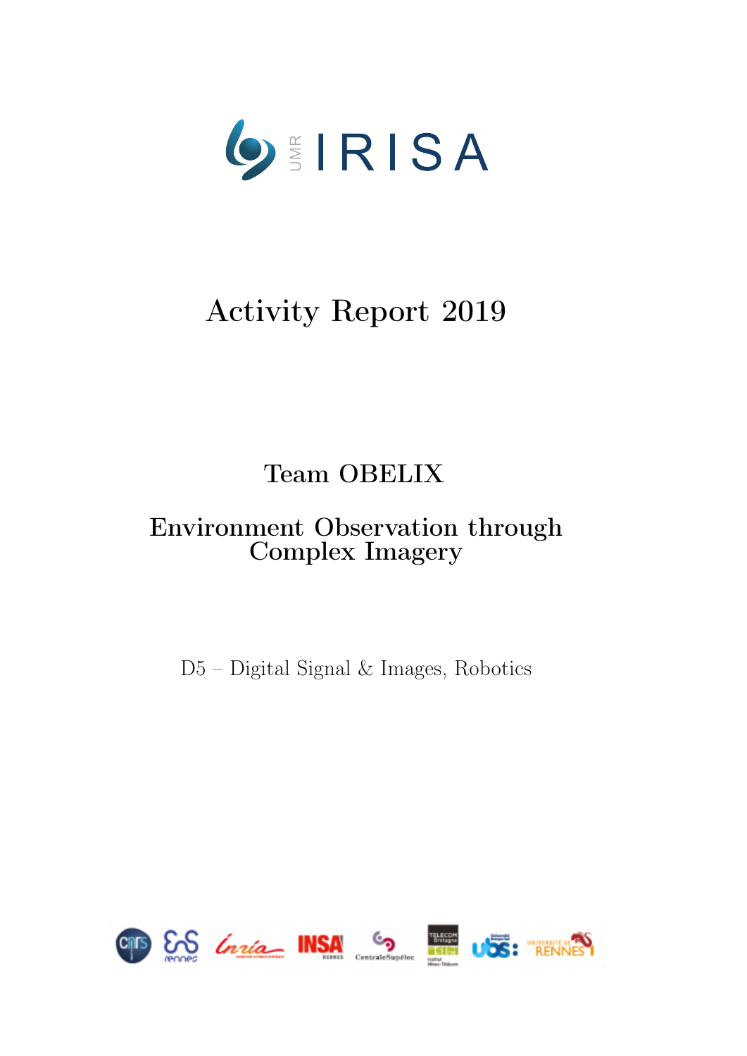UMR IRISA

# Activity Report 2019

## Team OBELIX

## Environment Observation through Complex Imagery

D5 – Digital Signal & Images, Robotics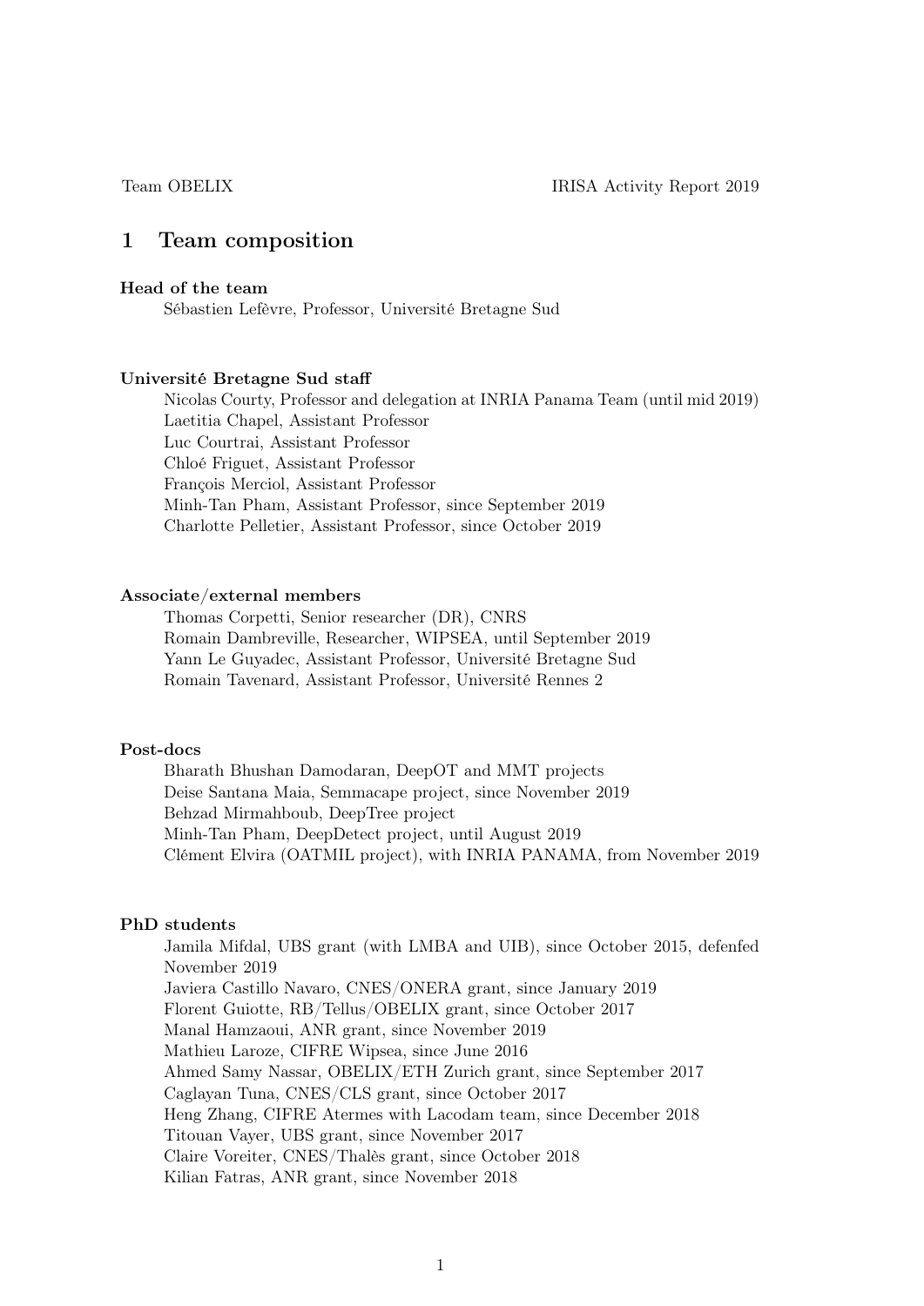# 1 Team composition

**Head of the team**

Sébastien Lefèvre, Professor, Université Bretagne Sud

**Université Bretagne Sud staff**

Nicolas Courty, Professor and delegation at INRIA Panama Team (until mid 2019)
Laetitia Chapel, Assistant Professor
Luc Courtrai, Assistant Professor
Chloé Friguet, Assistant Professor
François Merciol, Assistant Professor
Minh-Tan Pham, Assistant Professor, since September 2019
Charlotte Pelletier, Assistant Professor, since October 2019

**Associate/external members**

Thomas Corpetti, Senior researcher (DR), CNRS
Romain Dambreville, Researcher, WIPSEA, until September 2019
Yann Le Guyadec, Assistant Professor, Université Bretagne Sud
Romain Tavenard, Assistant Professor, Université Rennes 2

**Post-docs**

Bharath Bhushan Damodaran, DeepOT and MMT projects
Deise Santana Maia, Semmacape project, since November 2019
Behzad Mirmahboub, DeepTree project
Minh-Tan Pham, DeepDetect project, until August 2019
Clément Elvira (OATMIL project), with INRIA PANAMA, from November 2019

**PhD students**

Jamila Mifdal, UBS grant (with LMBA and UIB), since October 2015, defenfed November 2019
Javiera Castillo Navaro, CNES/ONERA grant, since January 2019
Florent Guiotte, RB/Tellus/OBELIX grant, since October 2017
Manal Hamzaoui, ANR grant, since November 2019
Mathieu Laroze, CIFRE Wipsea, since June 2016
Ahmed Samy Nassar, OBELIX/ETH Zurich grant, since September 2017
Caglayan Tuna, CNES/CLS grant, since October 2017
Heng Zhang, CIFRE Atermes with Lacodam team, since December 2018
Titouan Vayer, UBS grant, since November 2017
Claire Voreiter, CNES/Thalès grant, since October 2018
Kilian Fatras, ANR grant, since November 2018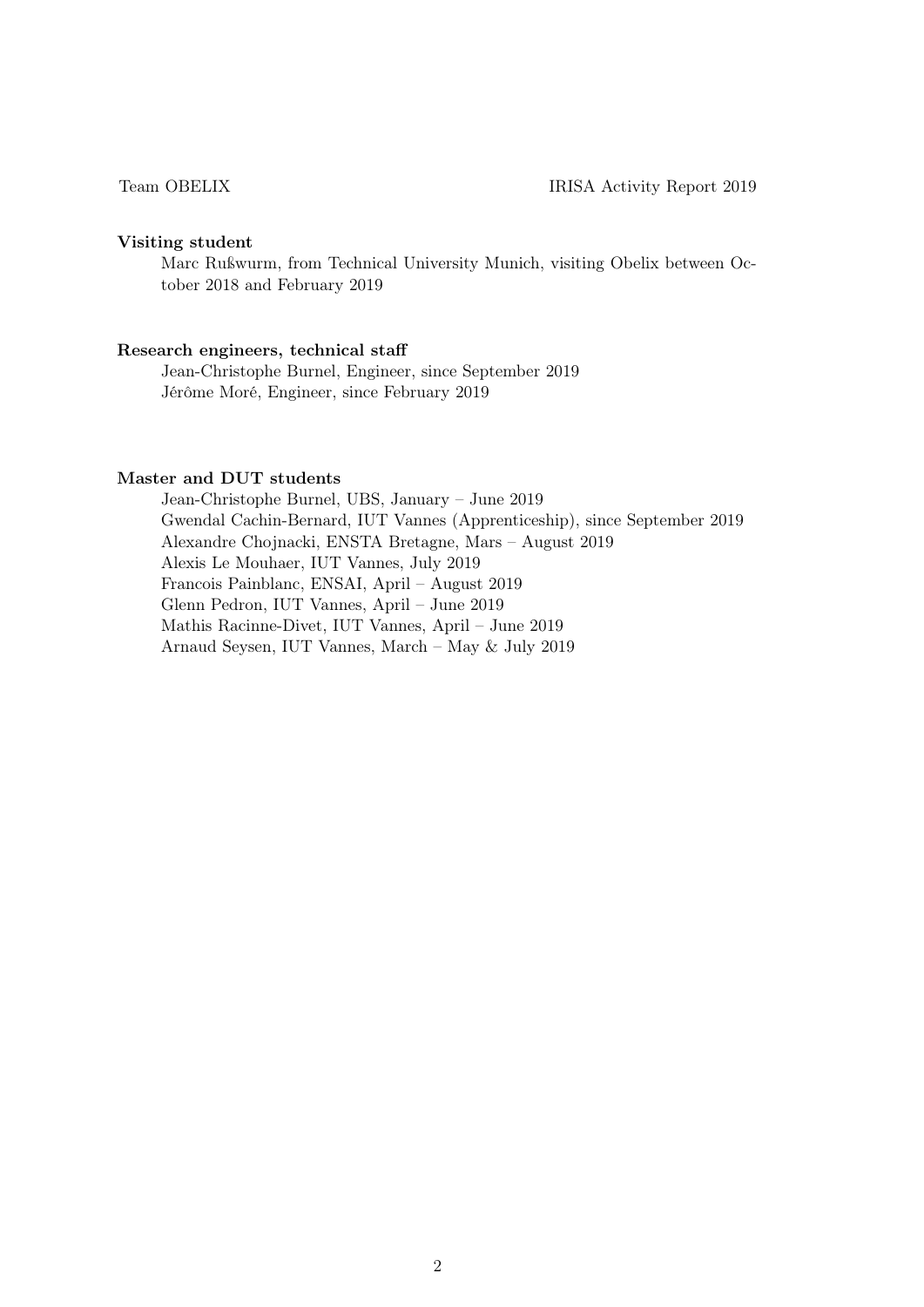**Visiting student**

Marc Rußwurm, from Technical University Munich, visiting Obelix between October 2018 and February 2019

**Research engineers, technical staff**

Jean-Christophe Burnel, Engineer, since September 2019
Jérôme Moré, Engineer, since February 2019

**Master and DUT students**

Jean-Christophe Burnel, UBS, January – June 2019
Gwendal Cachin-Bernard, IUT Vannes (Apprenticeship), since September 2019
Alexandre Chojnacki, ENSTA Bretagne, Mars – August 2019
Alexis Le Mouhaer, IUT Vannes, July 2019
Francois Painblanc, ENSAI, April – August 2019
Glenn Pedron, IUT Vannes, April – June 2019
Mathis Racinne-Divet, IUT Vannes, April – June 2019
Arnaud Seysen, IUT Vannes, March – May & July 2019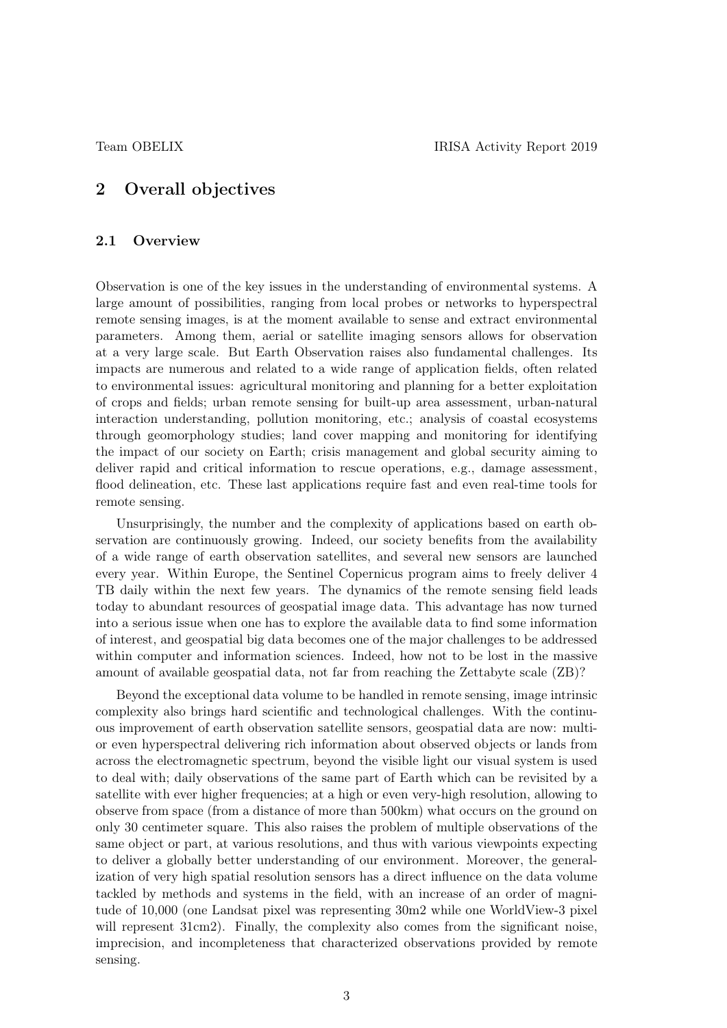## 2 Overall objectives

### 2.1 Overview

Observation is one of the key issues in the understanding of environmental systems. A large amount of possibilities, ranging from local probes or networks to hyperspectral remote sensing images, is at the moment available to sense and extract environmental parameters. Among them, aerial or satellite imaging sensors allows for observation at a very large scale. But Earth Observation raises also fundamental challenges. Its impacts are numerous and related to a wide range of application fields, often related to environmental issues: agricultural monitoring and planning for a better exploitation of crops and fields; urban remote sensing for built-up area assessment, urban-natural interaction understanding, pollution monitoring, etc.; analysis of coastal ecosystems through geomorphology studies; land cover mapping and monitoring for identifying the impact of our society on Earth; crisis management and global security aiming to deliver rapid and critical information to rescue operations, e.g., damage assessment, flood delineation, etc. These last applications require fast and even real-time tools for remote sensing.

Unsurprisingly, the number and the complexity of applications based on earth observation are continuously growing. Indeed, our society benefits from the availability of a wide range of earth observation satellites, and several new sensors are launched every year. Within Europe, the Sentinel Copernicus program aims to freely deliver 4 TB daily within the next few years. The dynamics of the remote sensing field leads today to abundant resources of geospatial image data. This advantage has now turned into a serious issue when one has to explore the available data to find some information of interest, and geospatial big data becomes one of the major challenges to be addressed within computer and information sciences. Indeed, how not to be lost in the massive amount of available geospatial data, not far from reaching the Zettabyte scale (ZB)?

Beyond the exceptional data volume to be handled in remote sensing, image intrinsic complexity also brings hard scientific and technological challenges. With the continuous improvement of earth observation satellite sensors, geospatial data are now: multi- or even hyperspectral delivering rich information about observed objects or lands from across the electromagnetic spectrum, beyond the visible light our visual system is used to deal with; daily observations of the same part of Earth which can be revisited by a satellite with ever higher frequencies; at a high or even very-high resolution, allowing to observe from space (from a distance of more than 500km) what occurs on the ground on only 30 centimeter square. This also raises the problem of multiple observations of the same object or part, at various resolutions, and thus with various viewpoints expecting to deliver a globally better understanding of our environment. Moreover, the generalization of very high spatial resolution sensors has a direct influence on the data volume tackled by methods and systems in the field, with an increase of an order of magnitude of 10,000 (one Landsat pixel was representing 30m2 while one WorldView-3 pixel will represent 31cm2). Finally, the complexity also comes from the significant noise, imprecision, and incompleteness that characterized observations provided by remote sensing.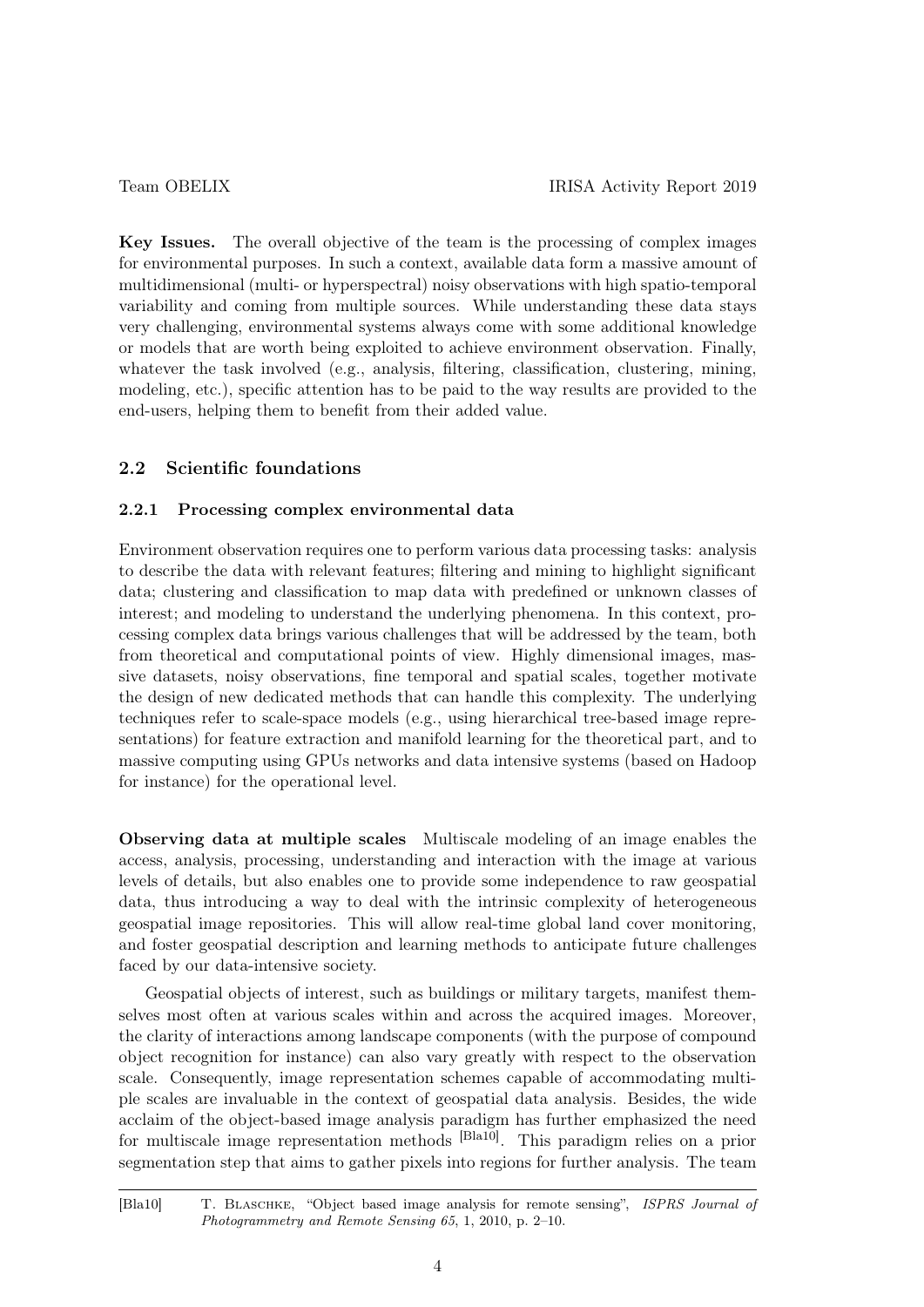**Key Issues.** The overall objective of the team is the processing of complex images for environmental purposes. In such a context, available data form a massive amount of multidimensional (multi- or hyperspectral) noisy observations with high spatio-temporal variability and coming from multiple sources. While understanding these data stays very challenging, environmental systems always come with some additional knowledge or models that are worth being exploited to achieve environment observation. Finally, whatever the task involved (e.g., analysis, filtering, classification, clustering, mining, modeling, etc.), specific attention has to be paid to the way results are provided to the end-users, helping them to benefit from their added value.

## 2.2 Scientific foundations

### 2.2.1 Processing complex environmental data

Environment observation requires one to perform various data processing tasks: analysis to describe the data with relevant features; filtering and mining to highlight significant data; clustering and classification to map data with predefined or unknown classes of interest; and modeling to understand the underlying phenomena. In this context, processing complex data brings various challenges that will be addressed by the team, both from theoretical and computational points of view. Highly dimensional images, massive datasets, noisy observations, fine temporal and spatial scales, together motivate the design of new dedicated methods that can handle this complexity. The underlying techniques refer to scale-space models (e.g., using hierarchical tree-based image representations) for feature extraction and manifold learning for the theoretical part, and to massive computing using GPUs networks and data intensive systems (based on Hadoop for instance) for the operational level.

**Observing data at multiple scales** Multiscale modeling of an image enables the access, analysis, processing, understanding and interaction with the image at various levels of details, but also enables one to provide some independence to raw geospatial data, thus introducing a way to deal with the intrinsic complexity of heterogeneous geospatial image repositories. This will allow real-time global land cover monitoring, and foster geospatial description and learning methods to anticipate future challenges faced by our data-intensive society.

Geospatial objects of interest, such as buildings or military targets, manifest themselves most often at various scales within and across the acquired images. Moreover, the clarity of interactions among landscape components (with the purpose of compound object recognition for instance) can also vary greatly with respect to the observation scale. Consequently, image representation schemes capable of accommodating multiple scales are invaluable in the context of geospatial data analysis. Besides, the wide acclaim of the object-based image analysis paradigm has further emphasized the need for multiscale image representation methods [Bla10]. This paradigm relies on a prior segmentation step that aims to gather pixels into regions for further analysis. The team

[Bla10] T. Blaschke, "Object based image analysis for remote sensing", *ISPRS Journal of Photogrammetry and Remote Sensing 65*, 1, 2010, p. 2–10.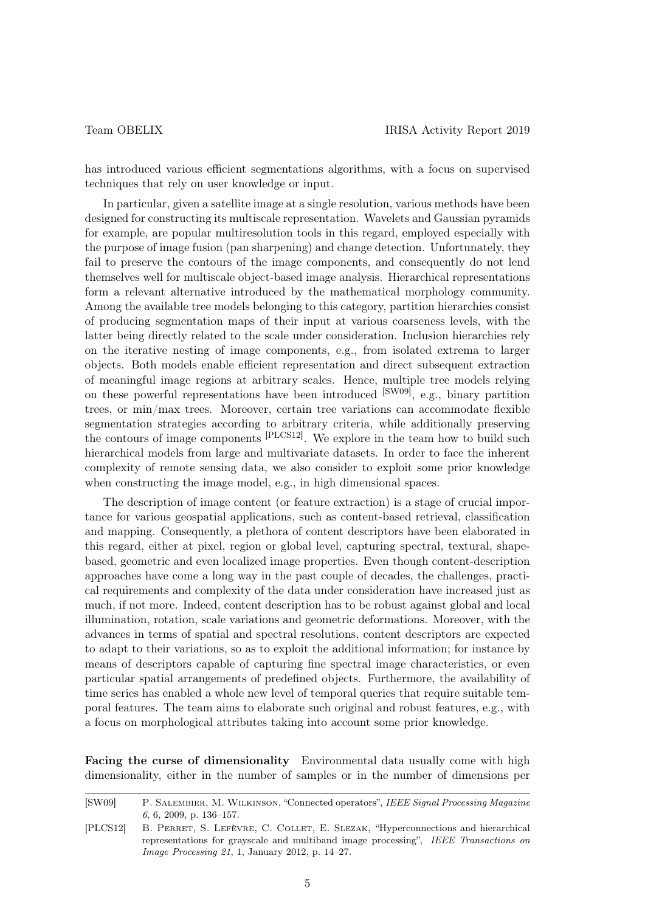has introduced various efficient segmentations algorithms, with a focus on supervised techniques that rely on user knowledge or input.

In particular, given a satellite image at a single resolution, various methods have been designed for constructing its multiscale representation. Wavelets and Gaussian pyramids for example, are popular multiresolution tools in this regard, employed especially with the purpose of image fusion (pan sharpening) and change detection. Unfortunately, they fail to preserve the contours of the image components, and consequently do not lend themselves well for multiscale object-based image analysis. Hierarchical representations form a relevant alternative introduced by the mathematical morphology community. Among the available tree models belonging to this category, partition hierarchies consist of producing segmentation maps of their input at various coarseness levels, with the latter being directly related to the scale under consideration. Inclusion hierarchies rely on the iterative nesting of image components, e.g., from isolated extrema to larger objects. Both models enable efficient representation and direct subsequent extraction of meaningful image regions at arbitrary scales. Hence, multiple tree models relying on these powerful representations have been introduced [SW09], e.g., binary partition trees, or min/max trees. Moreover, certain tree variations can accommodate flexible segmentation strategies according to arbitrary criteria, while additionally preserving the contours of image components [PLCS12]. We explore in the team how to build such hierarchical models from large and multivariate datasets. In order to face the inherent complexity of remote sensing data, we also consider to exploit some prior knowledge when constructing the image model, e.g., in high dimensional spaces.

The description of image content (or feature extraction) is a stage of crucial importance for various geospatial applications, such as content-based retrieval, classification and mapping. Consequently, a plethora of content descriptors have been elaborated in this regard, either at pixel, region or global level, capturing spectral, textural, shape-based, geometric and even localized image properties. Even though content-description approaches have come a long way in the past couple of decades, the challenges, practical requirements and complexity of the data under consideration have increased just as much, if not more. Indeed, content description has to be robust against global and local illumination, rotation, scale variations and geometric deformations. Moreover, with the advances in terms of spatial and spectral resolutions, content descriptors are expected to adapt to their variations, so as to exploit the additional information; for instance by means of descriptors capable of capturing fine spectral image characteristics, or even particular spatial arrangements of predefined objects. Furthermore, the availability of time series has enabled a whole new level of temporal queries that require suitable temporal features. The team aims to elaborate such original and robust features, e.g., with a focus on morphological attributes taking into account some prior knowledge.

**Facing the curse of dimensionality** Environmental data usually come with high dimensionality, either in the number of samples or in the number of dimensions per

[SW09] P. Salembier, M. Wilkinson, "Connected operators", *IEEE Signal Processing Magazine 6*, 6, 2009, p. 136–157.

[PLCS12] B. Perret, S. Lefèvre, C. Collet, E. Slezak, "Hyperconnections and hierarchical representations for grayscale and multiband image processing", *IEEE Transactions on Image Processing 21*, 1, January 2012, p. 14–27.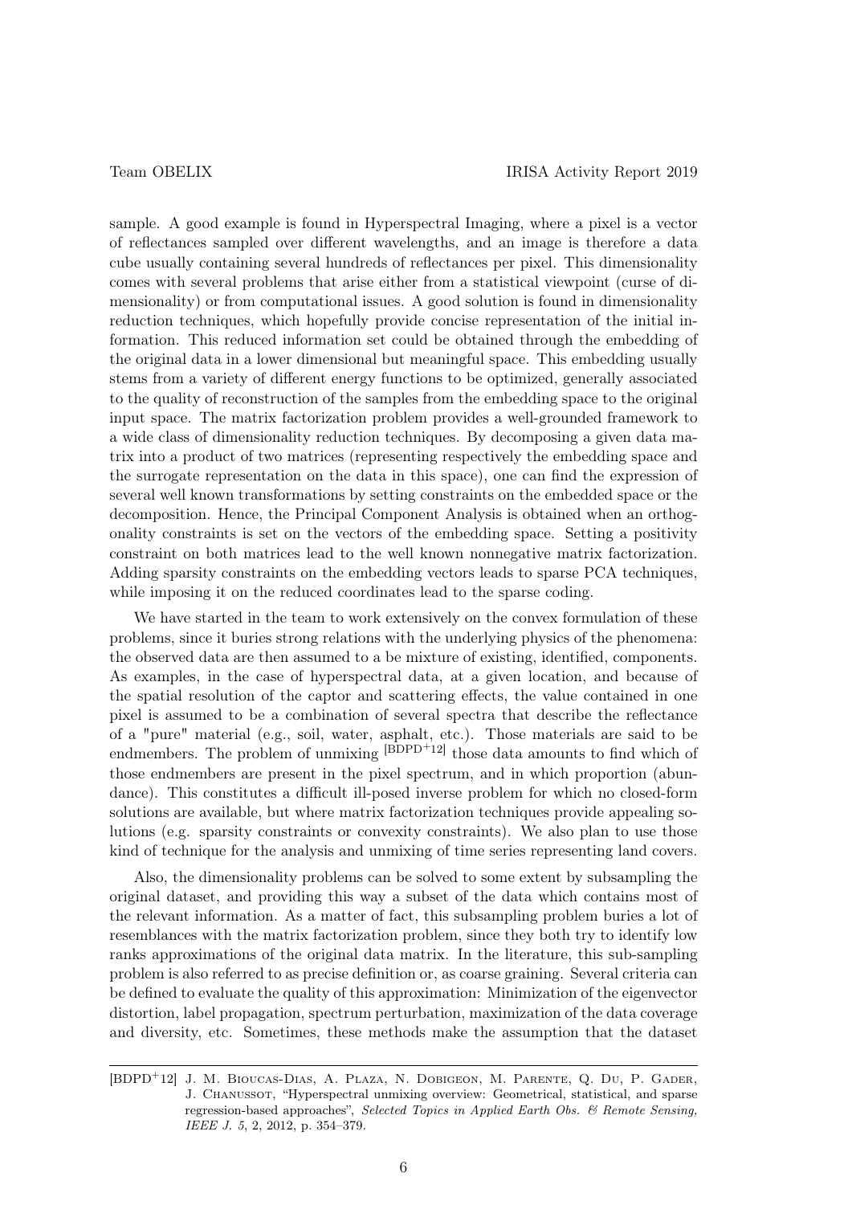sample. A good example is found in Hyperspectral Imaging, where a pixel is a vector of reflectances sampled over different wavelengths, and an image is therefore a data cube usually containing several hundreds of reflectances per pixel. This dimensionality comes with several problems that arise either from a statistical viewpoint (curse of dimensionality) or from computational issues. A good solution is found in dimensionality reduction techniques, which hopefully provide concise representation of the initial information. This reduced information set could be obtained through the embedding of the original data in a lower dimensional but meaningful space. This embedding usually stems from a variety of different energy functions to be optimized, generally associated to the quality of reconstruction of the samples from the embedding space to the original input space. The matrix factorization problem provides a well-grounded framework to a wide class of dimensionality reduction techniques. By decomposing a given data matrix into a product of two matrices (representing respectively the embedding space and the surrogate representation on the data in this space), one can find the expression of several well known transformations by setting constraints on the embedded space or the decomposition. Hence, the Principal Component Analysis is obtained when an orthogonality constraints is set on the vectors of the embedding space. Setting a positivity constraint on both matrices lead to the well known nonnegative matrix factorization. Adding sparsity constraints on the embedding vectors leads to sparse PCA techniques, while imposing it on the reduced coordinates lead to the sparse coding.

We have started in the team to work extensively on the convex formulation of these problems, since it buries strong relations with the underlying physics of the phenomena: the observed data are then assumed to a be mixture of existing, identified, components. As examples, in the case of hyperspectral data, at a given location, and because of the spatial resolution of the captor and scattering effects, the value contained in one pixel is assumed to be a combination of several spectra that describe the reflectance of a "pure" material (e.g., soil, water, asphalt, etc.). Those materials are said to be endmembers. The problem of unmixing [BDPD+12] those data amounts to find which of those endmembers are present in the pixel spectrum, and in which proportion (abundance). This constitutes a difficult ill-posed inverse problem for which no closed-form solutions are available, but where matrix factorization techniques provide appealing solutions (e.g. sparsity constraints or convexity constraints). We also plan to use those kind of technique for the analysis and unmixing of time series representing land covers.

Also, the dimensionality problems can be solved to some extent by subsampling the original dataset, and providing this way a subset of the data which contains most of the relevant information. As a matter of fact, this subsampling problem buries a lot of resemblances with the matrix factorization problem, since they both try to identify low ranks approximations of the original data matrix. In the literature, this sub-sampling problem is also referred to as precise definition or, as coarse graining. Several criteria can be defined to evaluate the quality of this approximation: Minimization of the eigenvector distortion, label propagation, spectrum perturbation, maximization of the data coverage and diversity, etc. Sometimes, these methods make the assumption that the dataset

---

[BDPD+12] J. M. Bioucas-Dias, A. Plaza, N. Dobigeon, M. Parente, Q. Du, P. Gader, J. Chanussot, "Hyperspectral unmixing overview: Geometrical, statistical, and sparse regression-based approaches", *Selected Topics in Applied Earth Obs. & Remote Sensing, IEEE J. 5*, 2, 2012, p. 354–379.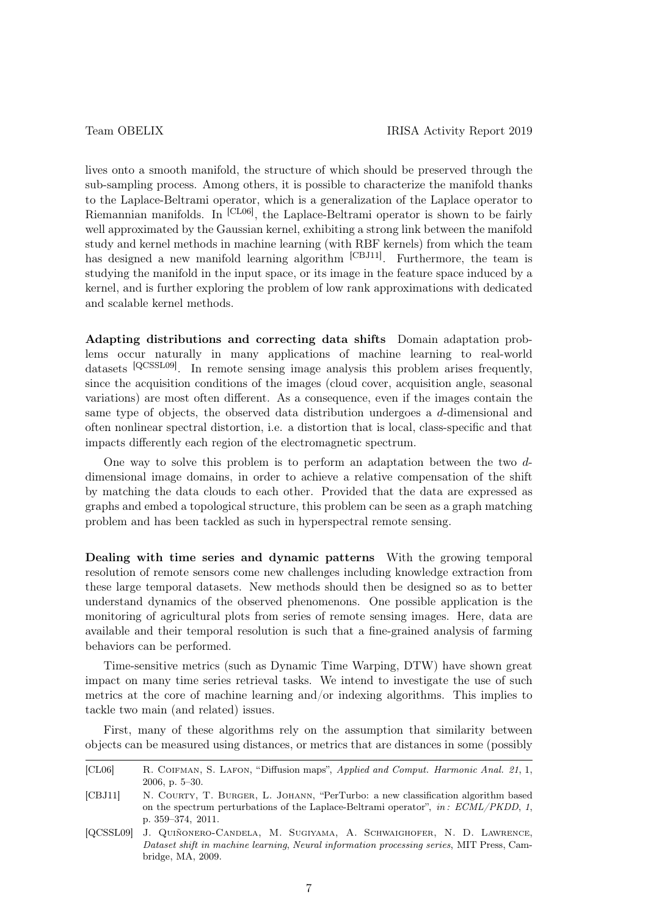lives onto a smooth manifold, the structure of which should be preserved through the sub-sampling process. Among others, it is possible to characterize the manifold thanks to the Laplace-Beltrami operator, which is a generalization of the Laplace operator to Riemannian manifolds. In [CL06], the Laplace-Beltrami operator is shown to be fairly well approximated by the Gaussian kernel, exhibiting a strong link between the manifold study and kernel methods in machine learning (with RBF kernels) from which the team has designed a new manifold learning algorithm [CBJ11]. Furthermore, the team is studying the manifold in the input space, or its image in the feature space induced by a kernel, and is further exploring the problem of low rank approximations with dedicated and scalable kernel methods.

**Adapting distributions and correcting data shifts** Domain adaptation problems occur naturally in many applications of machine learning to real-world datasets [QCSSL09]. In remote sensing image analysis this problem arises frequently, since the acquisition conditions of the images (cloud cover, acquisition angle, seasonal variations) are most often different. As a consequence, even if the images contain the same type of objects, the observed data distribution undergoes a $d$-dimensional and often nonlinear spectral distortion, i.e. a distortion that is local, class-specific and that impacts differently each region of the electromagnetic spectrum.

One way to solve this problem is to perform an adaptation between the two $d$-dimensional image domains, in order to achieve a relative compensation of the shift by matching the data clouds to each other. Provided that the data are expressed as graphs and embed a topological structure, this problem can be seen as a graph matching problem and has been tackled as such in hyperspectral remote sensing.

**Dealing with time series and dynamic patterns** With the growing temporal resolution of remote sensors come new challenges including knowledge extraction from these large temporal datasets. New methods should then be designed so as to better understand dynamics of the observed phenomenons. One possible application is the monitoring of agricultural plots from series of remote sensing images. Here, data are available and their temporal resolution is such that a fine-grained analysis of farming behaviors can be performed.

Time-sensitive metrics (such as Dynamic Time Warping, DTW) have shown great impact on many time series retrieval tasks. We intend to investigate the use of such metrics at the core of machine learning and/or indexing algorithms. This implies to tackle two main (and related) issues.

First, many of these algorithms rely on the assumption that similarity between objects can be measured using distances, or metrics that are distances in some (possibly

---

[CL06] R. Coifman, S. Lafon, "Diffusion maps", *Applied and Comput. Harmonic Anal. 21*, 1, 2006, p. 5–30.

[CBJ11] N. Courty, T. Burger, L. Johann, "PerTurbo: a new classification algorithm based on the spectrum perturbations of the Laplace-Beltrami operator", *in: ECML/PKDD*, *1*, p. 359–374, 2011.

[QCSSL09] J. Quiñonero-Candela, M. Sugiyama, A. Schwaighofer, N. D. Lawrence, *Dataset shift in machine learning*, *Neural information processing series*, MIT Press, Cambridge, MA, 2009.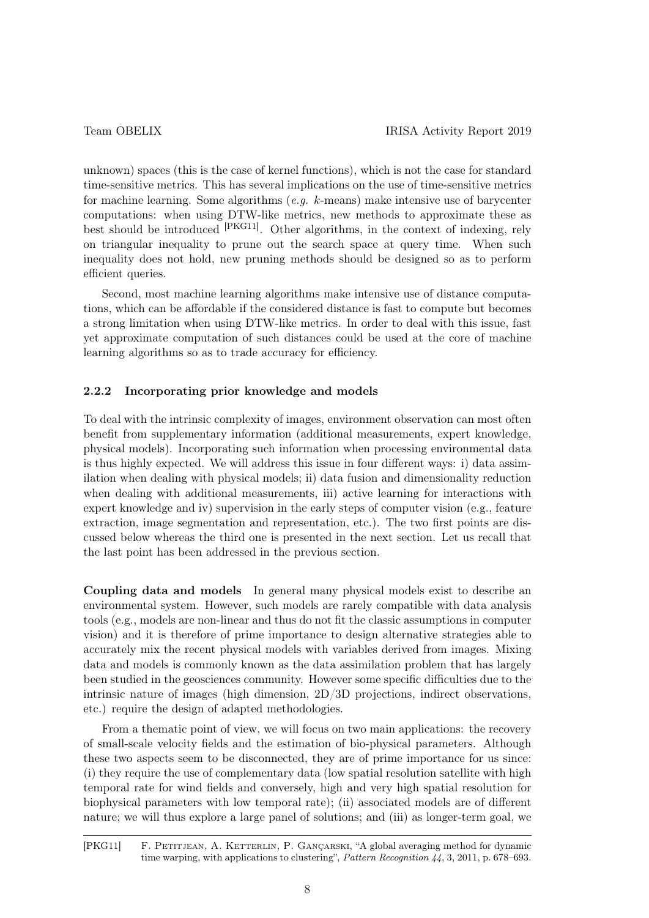unknown) spaces (this is the case of kernel functions), which is not the case for standard time-sensitive metrics. This has several implications on the use of time-sensitive metrics for machine learning. Some algorithms (*e.g.* $k$-means) make intensive use of barycenter computations: when using DTW-like metrics, new methods to approximate these as best should be introduced [PKG11]. Other algorithms, in the context of indexing, rely on triangular inequality to prune out the search space at query time. When such inequality does not hold, new pruning methods should be designed so as to perform efficient queries.

Second, most machine learning algorithms make intensive use of distance computations, which can be affordable if the considered distance is fast to compute but becomes a strong limitation when using DTW-like metrics. In order to deal with this issue, fast yet approximate computation of such distances could be used at the core of machine learning algorithms so as to trade accuracy for efficiency.

### 2.2.2 Incorporating prior knowledge and models

To deal with the intrinsic complexity of images, environment observation can most often benefit from supplementary information (additional measurements, expert knowledge, physical models). Incorporating such information when processing environmental data is thus highly expected. We will address this issue in four different ways: i) data assimilation when dealing with physical models; ii) data fusion and dimensionality reduction when dealing with additional measurements, iii) active learning for interactions with expert knowledge and iv) supervision in the early steps of computer vision (e.g., feature extraction, image segmentation and representation, etc.). The two first points are discussed below whereas the third one is presented in the next section. Let us recall that the last point has been addressed in the previous section.

**Coupling data and models** In general many physical models exist to describe an environmental system. However, such models are rarely compatible with data analysis tools (e.g., models are non-linear and thus do not fit the classic assumptions in computer vision) and it is therefore of prime importance to design alternative strategies able to accurately mix the recent physical models with variables derived from images. Mixing data and models is commonly known as the data assimilation problem that has largely been studied in the geosciences community. However some specific difficulties due to the intrinsic nature of images (high dimension, 2D/3D projections, indirect observations, etc.) require the design of adapted methodologies.

From a thematic point of view, we will focus on two main applications: the recovery of small-scale velocity fields and the estimation of bio-physical parameters. Although these two aspects seem to be disconnected, they are of prime importance for us since: (i) they require the use of complementary data (low spatial resolution satellite with high temporal rate for wind fields and conversely, high and very high spatial resolution for biophysical parameters with low temporal rate); (ii) associated models are of different nature; we will thus explore a large panel of solutions; and (iii) as longer-term goal, we

[PKG11] F. Petitjean, A. Ketterlin, P. Gançarski, "A global averaging method for dynamic time warping, with applications to clustering", *Pattern Recognition 44*, 3, 2011, p. 678–693.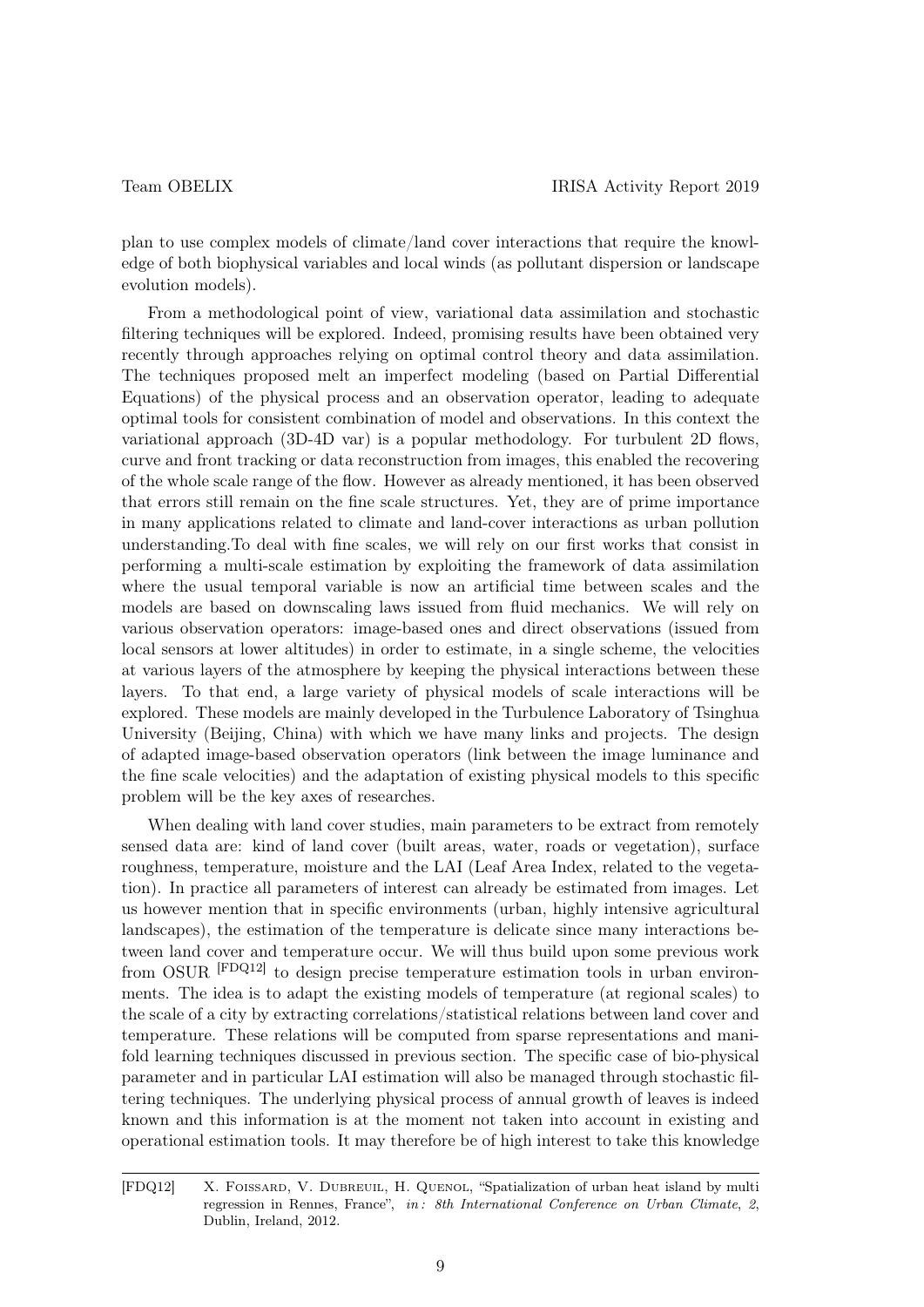plan to use complex models of climate/land cover interactions that require the knowledge of both biophysical variables and local winds (as pollutant dispersion or landscape evolution models).

From a methodological point of view, variational data assimilation and stochastic filtering techniques will be explored. Indeed, promising results have been obtained very recently through approaches relying on optimal control theory and data assimilation. The techniques proposed melt an imperfect modeling (based on Partial Differential Equations) of the physical process and an observation operator, leading to adequate optimal tools for consistent combination of model and observations. In this context the variational approach (3D-4D var) is a popular methodology. For turbulent 2D flows, curve and front tracking or data reconstruction from images, this enabled the recovering of the whole scale range of the flow. However as already mentioned, it has been observed that errors still remain on the fine scale structures. Yet, they are of prime importance in many applications related to climate and land-cover interactions as urban pollution understanding.To deal with fine scales, we will rely on our first works that consist in performing a multi-scale estimation by exploiting the framework of data assimilation where the usual temporal variable is now an artificial time between scales and the models are based on downscaling laws issued from fluid mechanics. We will rely on various observation operators: image-based ones and direct observations (issued from local sensors at lower altitudes) in order to estimate, in a single scheme, the velocities at various layers of the atmosphere by keeping the physical interactions between these layers. To that end, a large variety of physical models of scale interactions will be explored. These models are mainly developed in the Turbulence Laboratory of Tsinghua University (Beijing, China) with which we have many links and projects. The design of adapted image-based observation operators (link between the image luminance and the fine scale velocities) and the adaptation of existing physical models to this specific problem will be the key axes of researches.

When dealing with land cover studies, main parameters to be extract from remotely sensed data are: kind of land cover (built areas, water, roads or vegetation), surface roughness, temperature, moisture and the LAI (Leaf Area Index, related to the vegetation). In practice all parameters of interest can already be estimated from images. Let us however mention that in specific environments (urban, highly intensive agricultural landscapes), the estimation of the temperature is delicate since many interactions between land cover and temperature occur. We will thus build upon some previous work from OSUR [FDQ12] to design precise temperature estimation tools in urban environments. The idea is to adapt the existing models of temperature (at regional scales) to the scale of a city by extracting correlations/statistical relations between land cover and temperature. These relations will be computed from sparse representations and manifold learning techniques discussed in previous section. The specific case of bio-physical parameter and in particular LAI estimation will also be managed through stochastic filtering techniques. The underlying physical process of annual growth of leaves is indeed known and this information is at the moment not taken into account in existing and operational estimation tools. It may therefore be of high interest to take this knowledge

---

[FDQ12] X. Foissard, V. Dubreuil, H. Quenol, "Spatialization of urban heat island by multi regression in Rennes, France", *in: 8th International Conference on Urban Climate*, *2*, Dublin, Ireland, 2012.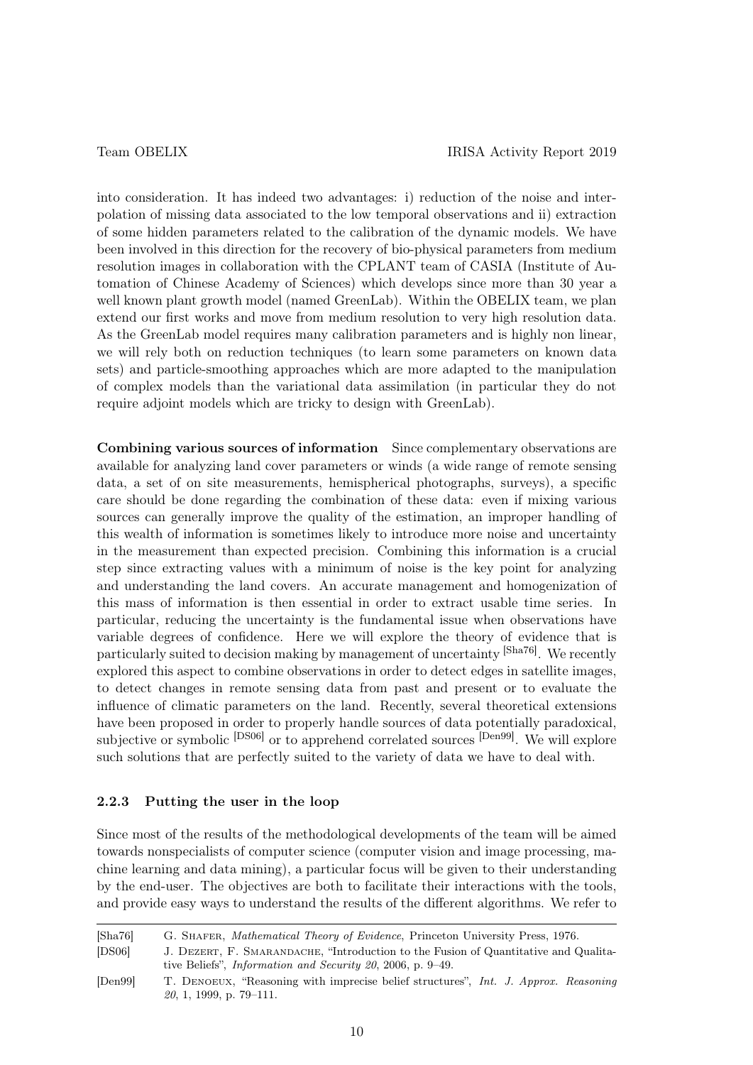into consideration. It has indeed two advantages: i) reduction of the noise and interpolation of missing data associated to the low temporal observations and ii) extraction of some hidden parameters related to the calibration of the dynamic models. We have been involved in this direction for the recovery of bio-physical parameters from medium resolution images in collaboration with the CPLANT team of CASIA (Institute of Automation of Chinese Academy of Sciences) which develops since more than 30 year a well known plant growth model (named GreenLab). Within the OBELIX team, we plan extend our first works and move from medium resolution to very high resolution data. As the GreenLab model requires many calibration parameters and is highly non linear, we will rely both on reduction techniques (to learn some parameters on known data sets) and particle-smoothing approaches which are more adapted to the manipulation of complex models than the variational data assimilation (in particular they do not require adjoint models which are tricky to design with GreenLab).

**Combining various sources of information** Since complementary observations are available for analyzing land cover parameters or winds (a wide range of remote sensing data, a set of on site measurements, hemispherical photographs, surveys), a specific care should be done regarding the combination of these data: even if mixing various sources can generally improve the quality of the estimation, an improper handling of this wealth of information is sometimes likely to introduce more noise and uncertainty in the measurement than expected precision. Combining this information is a crucial step since extracting values with a minimum of noise is the key point for analyzing and understanding the land covers. An accurate management and homogenization of this mass of information is then essential in order to extract usable time series. In particular, reducing the uncertainty is the fundamental issue when observations have variable degrees of confidence. Here we will explore the theory of evidence that is particularly suited to decision making by management of uncertainty [Sha76]. We recently explored this aspect to combine observations in order to detect edges in satellite images, to detect changes in remote sensing data from past and present or to evaluate the influence of climatic parameters on the land. Recently, several theoretical extensions have been proposed in order to properly handle sources of data potentially paradoxical, subjective or symbolic [DS06] or to apprehend correlated sources [Den99]. We will explore such solutions that are perfectly suited to the variety of data we have to deal with.

### 2.2.3 Putting the user in the loop

Since most of the results of the methodological developments of the team will be aimed towards nonspecialists of computer science (computer vision and image processing, machine learning and data mining), a particular focus will be given to their understanding by the end-user. The objectives are both to facilitate their interactions with the tools, and provide easy ways to understand the results of the different algorithms. We refer to

---

[Sha76] G. Shafer, *Mathematical Theory of Evidence*, Princeton University Press, 1976.

[DS06] J. Dezert, F. Smarandache, "Introduction to the Fusion of Quantitative and Qualitative Beliefs", *Information and Security 20*, 2006, p. 9–49.

[Den99] T. Denoeux, "Reasoning with imprecise belief structures", *Int. J. Approx. Reasoning 20*, 1, 1999, p. 79–111.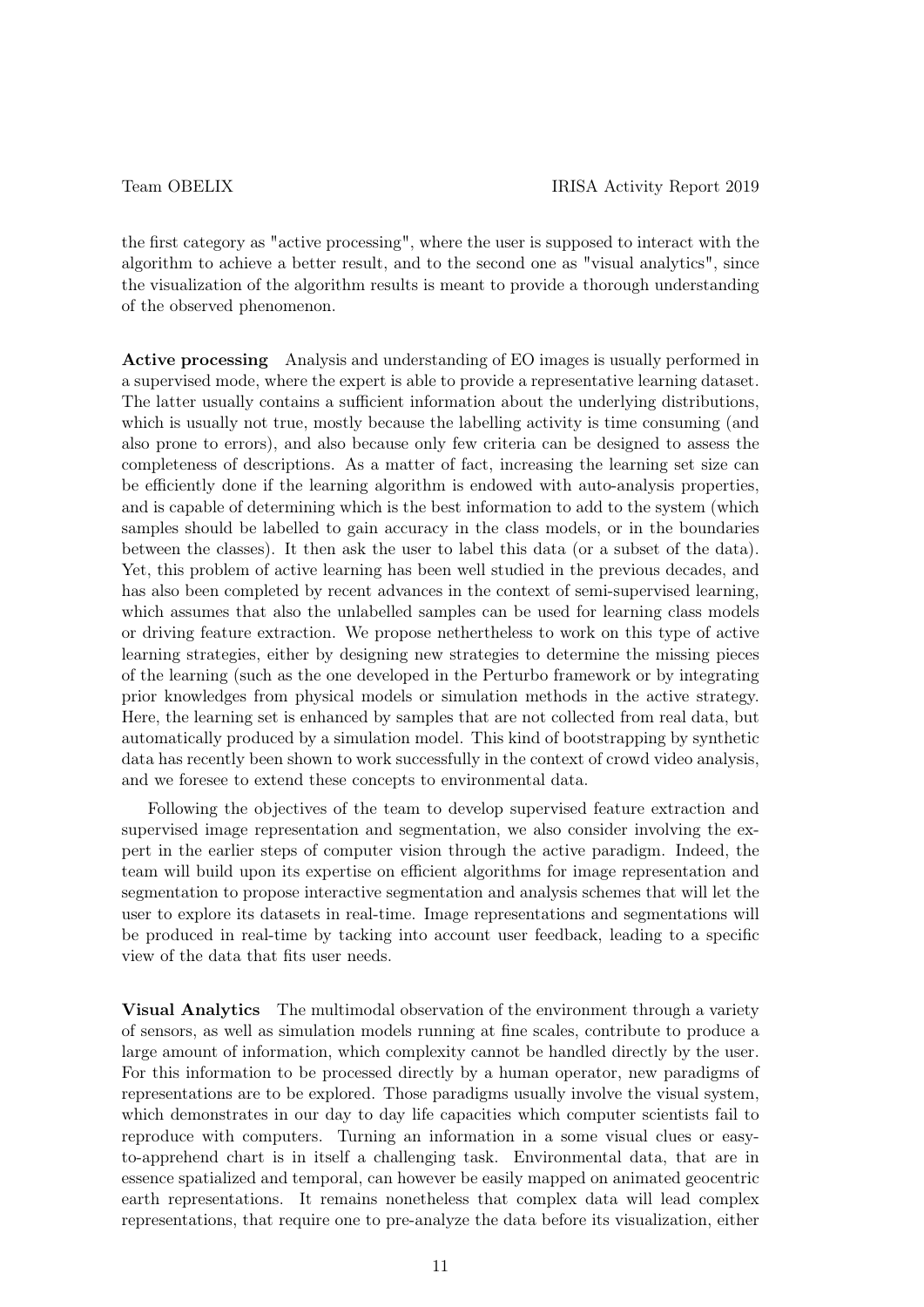the first category as "active processing", where the user is supposed to interact with the algorithm to achieve a better result, and to the second one as "visual analytics", since the visualization of the algorithm results is meant to provide a thorough understanding of the observed phenomenon.

**Active processing** Analysis and understanding of EO images is usually performed in a supervised mode, where the expert is able to provide a representative learning dataset. The latter usually contains a sufficient information about the underlying distributions, which is usually not true, mostly because the labelling activity is time consuming (and also prone to errors), and also because only few criteria can be designed to assess the completeness of descriptions. As a matter of fact, increasing the learning set size can be efficiently done if the learning algorithm is endowed with auto-analysis properties, and is capable of determining which is the best information to add to the system (which samples should be labelled to gain accuracy in the class models, or in the boundaries between the classes). It then ask the user to label this data (or a subset of the data). Yet, this problem of active learning has been well studied in the previous decades, and has also been completed by recent advances in the context of semi-supervised learning, which assumes that also the unlabelled samples can be used for learning class models or driving feature extraction. We propose nethertheless to work on this type of active learning strategies, either by designing new strategies to determine the missing pieces of the learning (such as the one developed in the Perturbo framework or by integrating prior knowledges from physical models or simulation methods in the active strategy. Here, the learning set is enhanced by samples that are not collected from real data, but automatically produced by a simulation model. This kind of bootstrapping by synthetic data has recently been shown to work successfully in the context of crowd video analysis, and we foresee to extend these concepts to environmental data.

Following the objectives of the team to develop supervised feature extraction and supervised image representation and segmentation, we also consider involving the expert in the earlier steps of computer vision through the active paradigm. Indeed, the team will build upon its expertise on efficient algorithms for image representation and segmentation to propose interactive segmentation and analysis schemes that will let the user to explore its datasets in real-time. Image representations and segmentations will be produced in real-time by tacking into account user feedback, leading to a specific view of the data that fits user needs.

**Visual Analytics** The multimodal observation of the environment through a variety of sensors, as well as simulation models running at fine scales, contribute to produce a large amount of information, which complexity cannot be handled directly by the user. For this information to be processed directly by a human operator, new paradigms of representations are to be explored. Those paradigms usually involve the visual system, which demonstrates in our day to day life capacities which computer scientists fail to reproduce with computers. Turning an information in a some visual clues or easy-to-apprehend chart is in itself a challenging task. Environmental data, that are in essence spatialized and temporal, can however be easily mapped on animated geocentric earth representations. It remains nonetheless that complex data will lead complex representations, that require one to pre-analyze the data before its visualization, either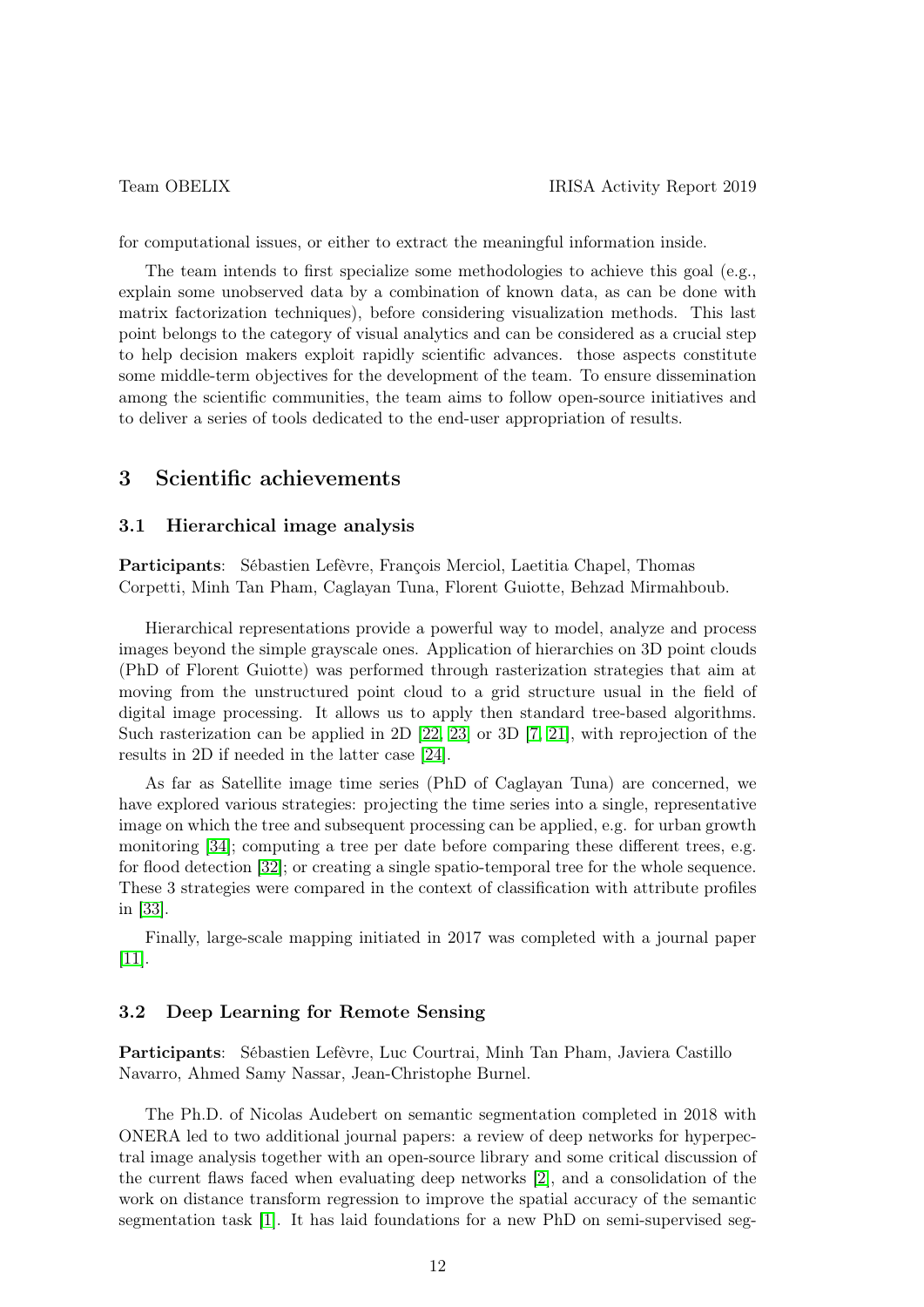for computational issues, or either to extract the meaningful information inside.

The team intends to first specialize some methodologies to achieve this goal (e.g., explain some unobserved data by a combination of known data, as can be done with matrix factorization techniques), before considering visualization methods. This last point belongs to the category of visual analytics and can be considered as a crucial step to help decision makers exploit rapidly scientific advances. those aspects constitute some middle-term objectives for the development of the team. To ensure dissemination among the scientific communities, the team aims to follow open-source initiatives and to deliver a series of tools dedicated to the end-user appropriation of results.

## 3 Scientific achievements

### 3.1 Hierarchical image analysis

**Participants**: Sébastien Lefèvre, François Merciol, Laetitia Chapel, Thomas Corpetti, Minh Tan Pham, Caglayan Tuna, Florent Guiotte, Behzad Mirmahboub.

Hierarchical representations provide a powerful way to model, analyze and process images beyond the simple grayscale ones. Application of hierarchies on 3D point clouds (PhD of Florent Guiotte) was performed through rasterization strategies that aim at moving from the unstructured point cloud to a grid structure usual in the field of digital image processing. It allows us to apply then standard tree-based algorithms. Such rasterization can be applied in 2D [22, 23] or 3D [7, 21], with reprojection of the results in 2D if needed in the latter case [24].

As far as Satellite image time series (PhD of Caglayan Tuna) are concerned, we have explored various strategies: projecting the time series into a single, representative image on which the tree and subsequent processing can be applied, e.g. for urban growth monitoring [34]; computing a tree per date before comparing these different trees, e.g. for flood detection [32]; or creating a single spatio-temporal tree for the whole sequence. These 3 strategies were compared in the context of classification with attribute profiles in [33].

Finally, large-scale mapping initiated in 2017 was completed with a journal paper [11].

### 3.2 Deep Learning for Remote Sensing

**Participants**: Sébastien Lefèvre, Luc Courtrai, Minh Tan Pham, Javiera Castillo Navarro, Ahmed Samy Nassar, Jean-Christophe Burnel.

The Ph.D. of Nicolas Audebert on semantic segmentation completed in 2018 with ONERA led to two additional journal papers: a review of deep networks for hyperspectral image analysis together with an open-source library and some critical discussion of the current flaws faced when evaluating deep networks [2], and a consolidation of the work on distance transform regression to improve the spatial accuracy of the semantic segmentation task [1]. It has laid foundations for a new PhD on semi-supervised seg-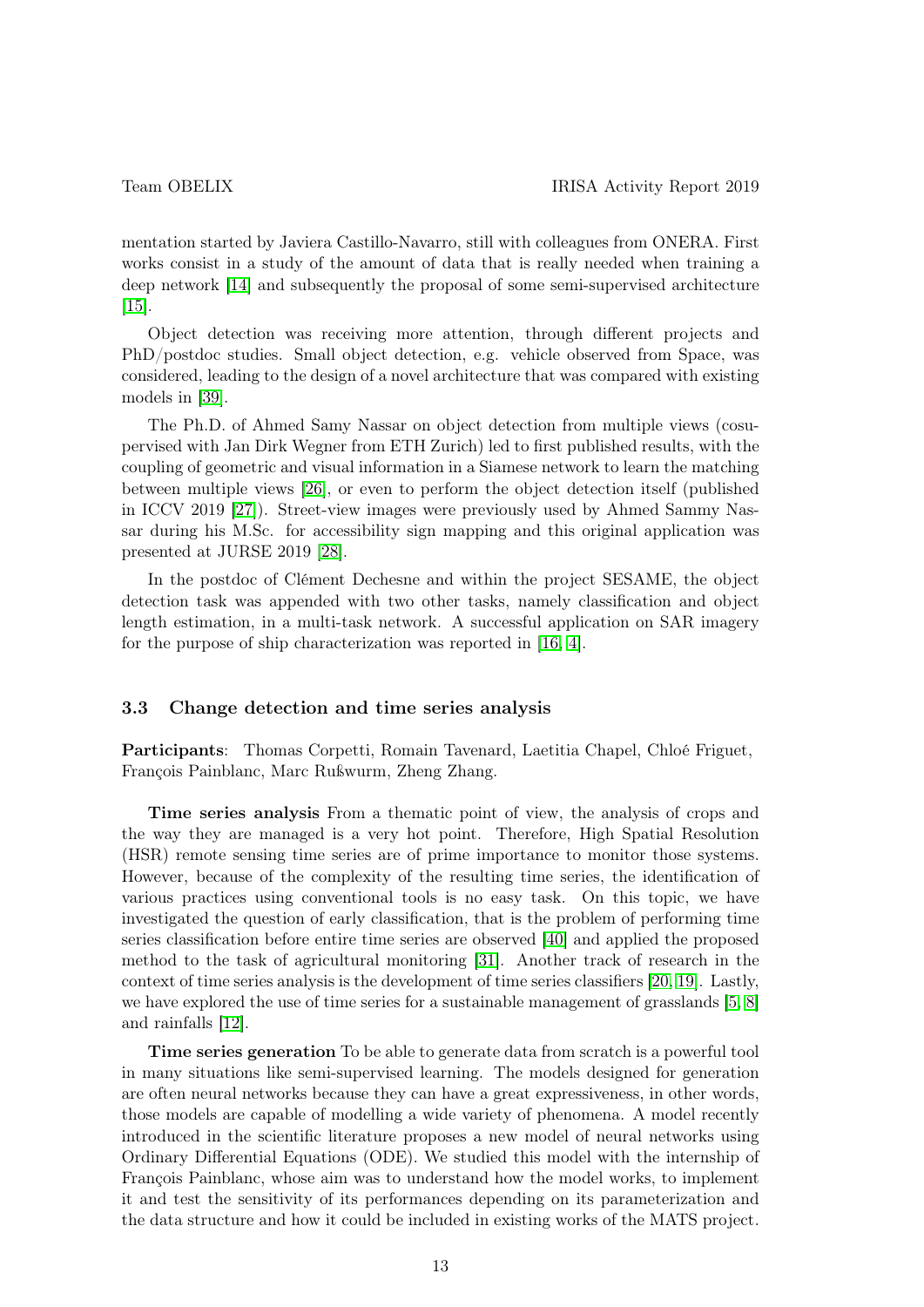mentation started by Javiera Castillo-Navarro, still with colleagues from ONERA. First works consist in a study of the amount of data that is really needed when training a deep network [14] and subsequently the proposal of some semi-supervised architecture [15].

Object detection was receiving more attention, through different projects and PhD/postdoc studies. Small object detection, e.g. vehicle observed from Space, was considered, leading to the design of a novel architecture that was compared with existing models in [39].

The Ph.D. of Ahmed Samy Nassar on object detection from multiple views (cosupervised with Jan Dirk Wegner from ETH Zurich) led to first published results, with the coupling of geometric and visual information in a Siamese network to learn the matching between multiple views [26], or even to perform the object detection itself (published in ICCV 2019 [27]). Street-view images were previously used by Ahmed Sammy Nassar during his M.Sc. for accessibility sign mapping and this original application was presented at JURSE 2019 [28].

In the postdoc of Clément Dechesne and within the project SESAME, the object detection task was appended with two other tasks, namely classification and object length estimation, in a multi-task network. A successful application on SAR imagery for the purpose of ship characterization was reported in [16, 4].

### 3.3 Change detection and time series analysis

**Participants**: Thomas Corpetti, Romain Tavenard, Laetitia Chapel, Chloé Friguet, François Painblanc, Marc Rußwurm, Zheng Zhang.

**Time series analysis** From a thematic point of view, the analysis of crops and the way they are managed is a very hot point. Therefore, High Spatial Resolution (HSR) remote sensing time series are of prime importance to monitor those systems. However, because of the complexity of the resulting time series, the identification of various practices using conventional tools is no easy task. On this topic, we have investigated the question of early classification, that is the problem of performing time series classification before entire time series are observed [40] and applied the proposed method to the task of agricultural monitoring [31]. Another track of research in the context of time series analysis is the development of time series classifiers [20, 19]. Lastly, we have explored the use of time series for a sustainable management of grasslands [5, 8] and rainfalls [12].

**Time series generation** To be able to generate data from scratch is a powerful tool in many situations like semi-supervised learning. The models designed for generation are often neural networks because they can have a great expressiveness, in other words, those models are capable of modelling a wide variety of phenomena. A model recently introduced in the scientific literature proposes a new model of neural networks using Ordinary Differential Equations (ODE). We studied this model with the internship of François Painblanc, whose aim was to understand how the model works, to implement it and test the sensitivity of its performances depending on its parameterization and the data structure and how it could be included in existing works of the MATS project.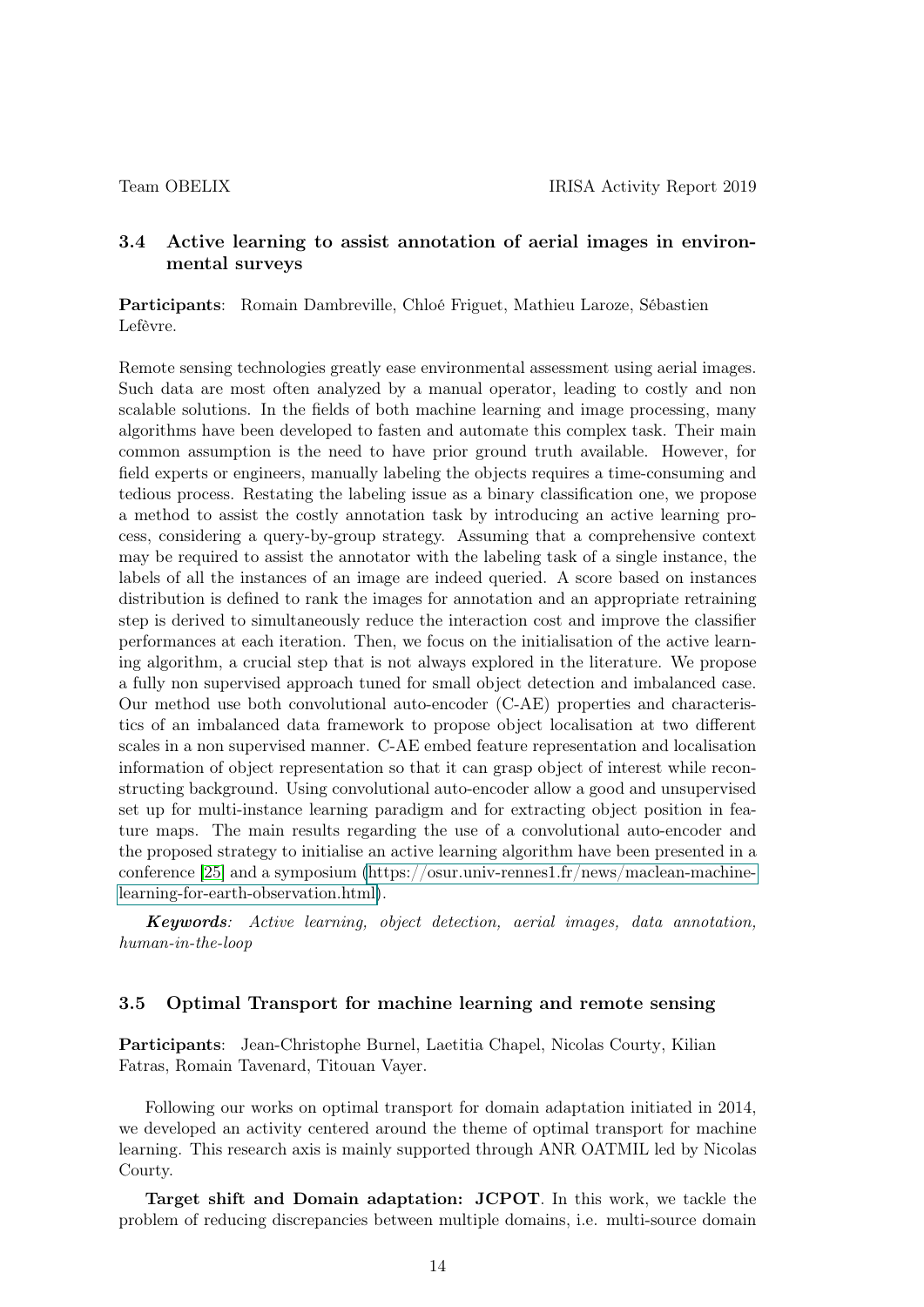### 3.4 Active learning to assist annotation of aerial images in environmental surveys

**Participants**: Romain Dambreville, Chloé Friguet, Mathieu Laroze, Sébastien Lefèvre.

Remote sensing technologies greatly ease environmental assessment using aerial images. Such data are most often analyzed by a manual operator, leading to costly and non scalable solutions. In the fields of both machine learning and image processing, many algorithms have been developed to fasten and automate this complex task. Their main common assumption is the need to have prior ground truth available. However, for field experts or engineers, manually labeling the objects requires a time-consuming and tedious process. Restating the labeling issue as a binary classification one, we propose a method to assist the costly annotation task by introducing an active learning process, considering a query-by-group strategy. Assuming that a comprehensive context may be required to assist the annotator with the labeling task of a single instance, the labels of all the instances of an image are indeed queried. A score based on instances distribution is defined to rank the images for annotation and an appropriate retraining step is derived to simultaneously reduce the interaction cost and improve the classifier performances at each iteration. Then, we focus on the initialisation of the active learning algorithm, a crucial step that is not always explored in the literature. We propose a fully non supervised approach tuned for small object detection and imbalanced case. Our method use both convolutional auto-encoder (C-AE) properties and characteristics of an imbalanced data framework to propose object localisation at two different scales in a non supervised manner. C-AE embed feature representation and localisation information of object representation so that it can grasp object of interest while reconstructing background. Using convolutional auto-encoder allow a good and unsupervised set up for multi-instance learning paradigm and for extracting object position in feature maps. The main results regarding the use of a convolutional auto-encoder and the proposed strategy to initialise an active learning algorithm have been presented in a conference [25] and a symposium (https://osur.univ-rennes1.fr/news/maclean-machine-learning-for-earth-observation.html).

***Keywords**: Active learning, object detection, aerial images, data annotation, human-in-the-loop*

### 3.5 Optimal Transport for machine learning and remote sensing

**Participants**: Jean-Christophe Burnel, Laetitia Chapel, Nicolas Courty, Kilian Fatras, Romain Tavenard, Titouan Vayer.

Following our works on optimal transport for domain adaptation initiated in 2014, we developed an activity centered around the theme of optimal transport for machine learning. This research axis is mainly supported through ANR OATMIL led by Nicolas Courty.

**Target shift and Domain adaptation: JCPOT**. In this work, we tackle the problem of reducing discrepancies between multiple domains, i.e. multi-source domain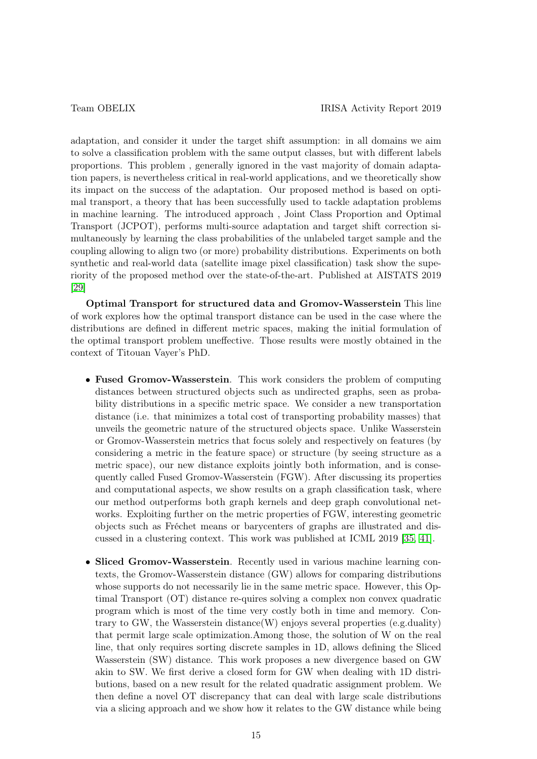adaptation, and consider it under the target shift assumption: in all domains we aim to solve a classification problem with the same output classes, but with different labels proportions. This problem , generally ignored in the vast majority of domain adaptation papers, is nevertheless critical in real-world applications, and we theoretically show its impact on the success of the adaptation. Our proposed method is based on optimal transport, a theory that has been successfully used to tackle adaptation problems in machine learning. The introduced approach , Joint Class Proportion and Optimal Transport (JCPOT), performs multi-source adaptation and target shift correction simultaneously by learning the class probabilities of the unlabeled target sample and the coupling allowing to align two (or more) probability distributions. Experiments on both synthetic and real-world data (satellite image pixel classification) task show the superiority of the proposed method over the state-of-the-art. Published at AISTATS 2019 [29]

**Optimal Transport for structured data and Gromov-Wasserstein** This line of work explores how the optimal transport distance can be used in the case where the distributions are defined in different metric spaces, making the initial formulation of the optimal transport problem uneffective. Those results were mostly obtained in the context of Titouan Vayer's PhD.

- **Fused Gromov-Wasserstein**. This work considers the problem of computing distances between structured objects such as undirected graphs, seen as probability distributions in a specific metric space. We consider a new transportation distance (i.e. that minimizes a total cost of transporting probability masses) that unveils the geometric nature of the structured objects space. Unlike Wasserstein or Gromov-Wasserstein metrics that focus solely and respectively on features (by considering a metric in the feature space) or structure (by seeing structure as a metric space), our new distance exploits jointly both information, and is consequently called Fused Gromov-Wasserstein (FGW). After discussing its properties and computational aspects, we show results on a graph classification task, where our method outperforms both graph kernels and deep graph convolutional networks. Exploiting further on the metric properties of FGW, interesting geometric objects such as Fréchet means or barycenters of graphs are illustrated and discussed in a clustering context. This work was published at ICML 2019 [35, 41].

- **Sliced Gromov-Wasserstein**. Recently used in various machine learning contexts, the Gromov-Wasserstein distance (GW) allows for comparing distributions whose supports do not necessarily lie in the same metric space. However, this Optimal Transport (OT) distance re-quires solving a complex non convex quadratic program which is most of the time very costly both in time and memory. Contrary to GW, the Wasserstein distance(W) enjoys several properties (e.g.duality) that permit large scale optimization.Among those, the solution of W on the real line, that only requires sorting discrete samples in 1D, allows defining the Sliced Wasserstein (SW) distance. This work proposes a new divergence based on GW akin to SW. We first derive a closed form for GW when dealing with 1D distributions, based on a new result for the related quadratic assignment problem. We then define a novel OT discrepancy that can deal with large scale distributions via a slicing approach and we show how it relates to the GW distance while being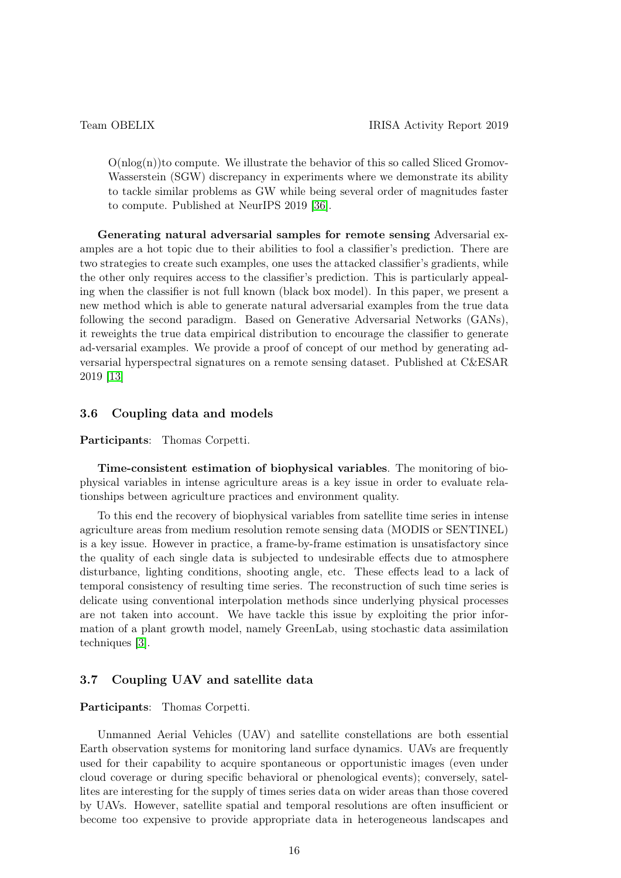$O(n\log(n))$to compute. We illustrate the behavior of this so called Sliced Gromov-Wasserstein (SGW) discrepancy in experiments where we demonstrate its ability to tackle similar problems as GW while being several order of magnitudes faster to compute. Published at NeurIPS 2019 [36].

**Generating natural adversarial samples for remote sensing** Adversarial examples are a hot topic due to their abilities to fool a classifier's prediction. There are two strategies to create such examples, one uses the attacked classifier's gradients, while the other only requires access to the classifier's prediction. This is particularly appealing when the classifier is not full known (black box model). In this paper, we present a new method which is able to generate natural adversarial examples from the true data following the second paradigm. Based on Generative Adversarial Networks (GANs), it reweights the true data empirical distribution to encourage the classifier to generate ad-versarial examples. We provide a proof of concept of our method by generating adversarial hyperspectral signatures on a remote sensing dataset. Published at C&ESAR 2019 [13]

### 3.6 Coupling data and models

**Participants**: Thomas Corpetti.

**Time-consistent estimation of biophysical variables**. The monitoring of biophysical variables in intense agriculture areas is a key issue in order to evaluate relationships between agriculture practices and environment quality.

To this end the recovery of biophysical variables from satellite time series in intense agriculture areas from medium resolution remote sensing data (MODIS or SENTINEL) is a key issue. However in practice, a frame-by-frame estimation is unsatisfactory since the quality of each single data is subjected to undesirable effects due to atmosphere disturbance, lighting conditions, shooting angle, etc. These effects lead to a lack of temporal consistency of resulting time series. The reconstruction of such time series is delicate using conventional interpolation methods since underlying physical processes are not taken into account. We have tackle this issue by exploiting the prior information of a plant growth model, namely GreenLab, using stochastic data assimilation techniques [3].

### 3.7 Coupling UAV and satellite data

**Participants**: Thomas Corpetti.

Unmanned Aerial Vehicles (UAV) and satellite constellations are both essential Earth observation systems for monitoring land surface dynamics. UAVs are frequently used for their capability to acquire spontaneous or opportunistic images (even under cloud coverage or during specific behavioral or phenological events); conversely, satellites are interesting for the supply of times series data on wider areas than those covered by UAVs. However, satellite spatial and temporal resolutions are often insufficient or become too expensive to provide appropriate data in heterogeneous landscapes and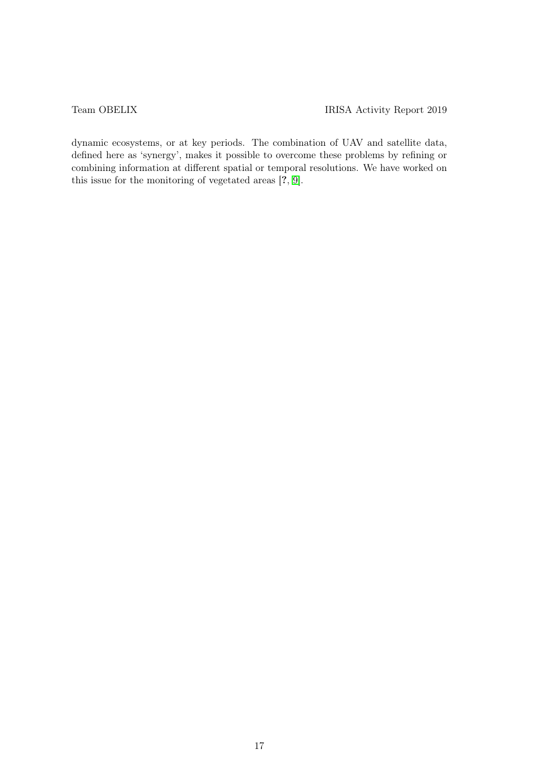dynamic ecosystems, or at key periods. The combination of UAV and satellite data, defined here as 'synergy', makes it possible to overcome these problems by refining or combining information at different spatial or temporal resolutions. We have worked on this issue for the monitoring of vegetated areas [**?**, 9].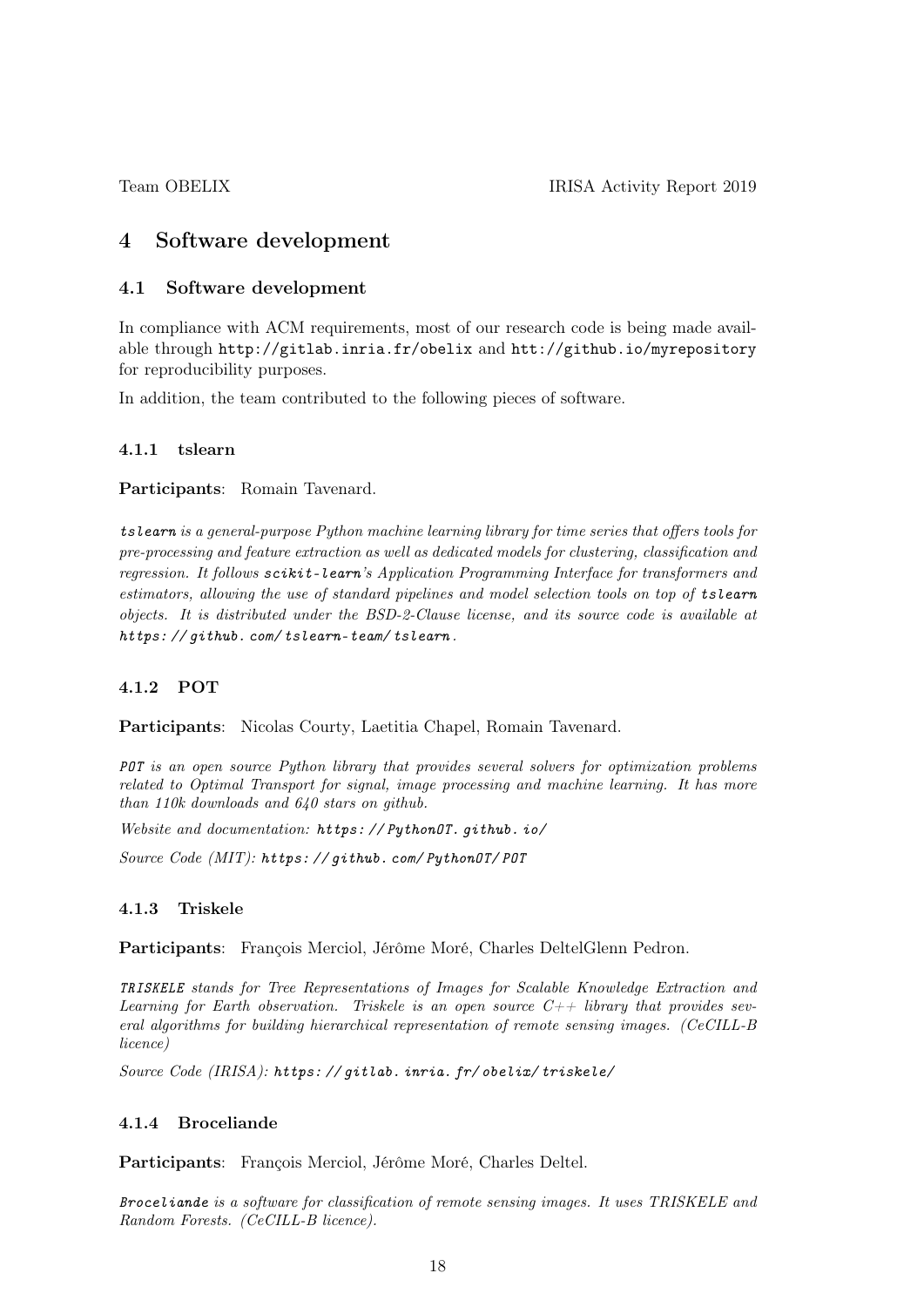# 4 Software development

## 4.1 Software development

In compliance with ACM requirements, most of our research code is being made available through `http://gitlab.inria.fr/obelix` and `htt://github.io/myrepository` for reproducibility purposes.

In addition, the team contributed to the following pieces of software.

### 4.1.1 tslearn

**Participants**: Romain Tavenard.

*`tslearn` is a general-purpose Python machine learning library for time series that offers tools for pre-processing and feature extraction as well as dedicated models for clustering, classification and regression. It follows `scikit-learn`'s Application Programming Interface for transformers and estimators, allowing the use of standard pipelines and model selection tools on top of `tslearn` objects. It is distributed under the BSD-2-Clause license, and its source code is available at `https://github.com/tslearn-team/tslearn`.*

### 4.1.2 POT

**Participants**: Nicolas Courty, Laetitia Chapel, Romain Tavenard.

*`POT` is an open source Python library that provides several solvers for optimization problems related to Optimal Transport for signal, image processing and machine learning. It has more than 110k downloads and 640 stars on github.*

*Website and documentation: `https://PythonOT.github.io/`*

*Source Code (MIT): `https://github.com/PythonOT/POT`*

### 4.1.3 Triskele

**Participants**: François Merciol, Jérôme Moré, Charles DeltelGlenn Pedron.

*`TRISKELE` stands for Tree Representations of Images for Scalable Knowledge Extraction and Learning for Earth observation. Triskele is an open source C++ library that provides several algorithms for building hierarchical representation of remote sensing images. (CeCILL-B licence)*

*Source Code (IRISA): `https://gitlab.inria.fr/obelix/triskele/`*

### 4.1.4 Broceliande

**Participants**: François Merciol, Jérôme Moré, Charles Deltel.

*`Broceliande` is a software for classification of remote sensing images. It uses TRISKELE and Random Forests. (CeCILL-B licence).*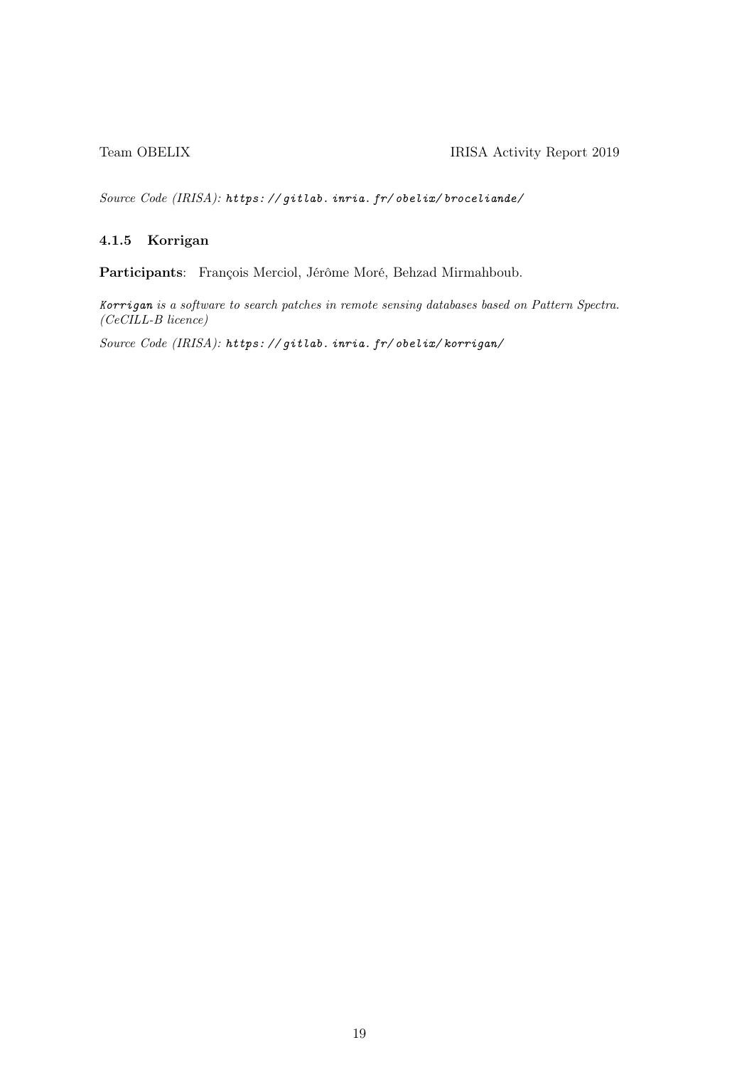*Source Code (IRISA):* ***https://gitlab.inria.fr/obelix/broceliande/***

### 4.1.5 Korrigan

**Participants**: François Merciol, Jérôme Moré, Behzad Mirmahboub.

***Korrigan*** *is a software to search patches in remote sensing databases based on Pattern Spectra. (CeCILL-B licence)*

*Source Code (IRISA):* ***https://gitlab.inria.fr/obelix/korrigan/***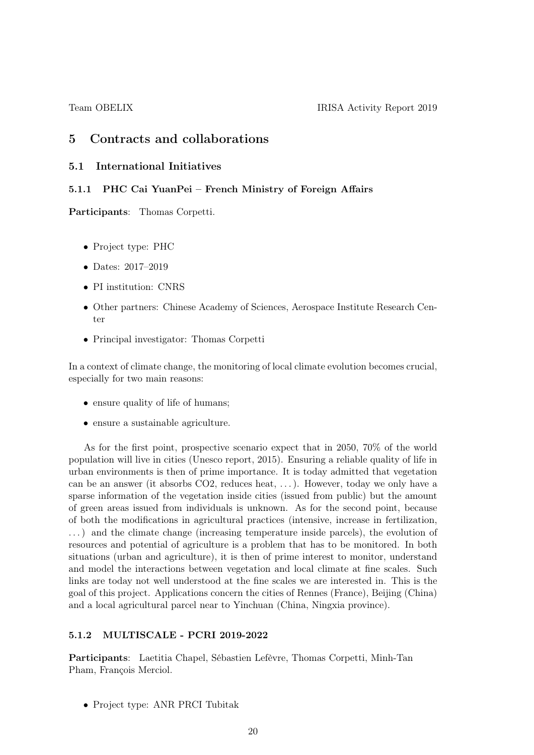# 5 Contracts and collaborations

## 5.1 International Initiatives

### 5.1.1 PHC Cai YuanPei – French Ministry of Foreign Affairs

**Participants**: Thomas Corpetti.

- Project type: PHC
- Dates: 2017–2019
- PI institution: CNRS
- Other partners: Chinese Academy of Sciences, Aerospace Institute Research Center
- Principal investigator: Thomas Corpetti

In a context of climate change, the monitoring of local climate evolution becomes crucial, especially for two main reasons:

- ensure quality of life of humans;
- ensure a sustainable agriculture.

As for the first point, prospective scenario expect that in 2050, 70% of the world population will live in cities (Unesco report, 2015). Ensuring a reliable quality of life in urban environments is then of prime importance. It is today admitted that vegetation can be an answer (it absorbs $CO_2$, reduces heat, ...). However, today we only have a sparse information of the vegetation inside cities (issued from public) but the amount of green areas issued from individuals is unknown. As for the second point, because of both the modifications in agricultural practices (intensive, increase in fertilization, ...) and the climate change (increasing temperature inside parcels), the evolution of resources and potential of agriculture is a problem that has to be monitored. In both situations (urban and agriculture), it is then of prime interest to monitor, understand and model the interactions between vegetation and local climate at fine scales. Such links are today not well understood at the fine scales we are interested in. This is the goal of this project. Applications concern the cities of Rennes (France), Beijing (China) and a local agricultural parcel near to Yinchuan (China, Ningxia province).

### 5.1.2 MULTISCALE - PCRI 2019-2022

**Participants**: Laetitia Chapel, Sébastien Lefèvre, Thomas Corpetti, Minh-Tan Pham, François Merciol.

- Project type: ANR PRCI Tubitak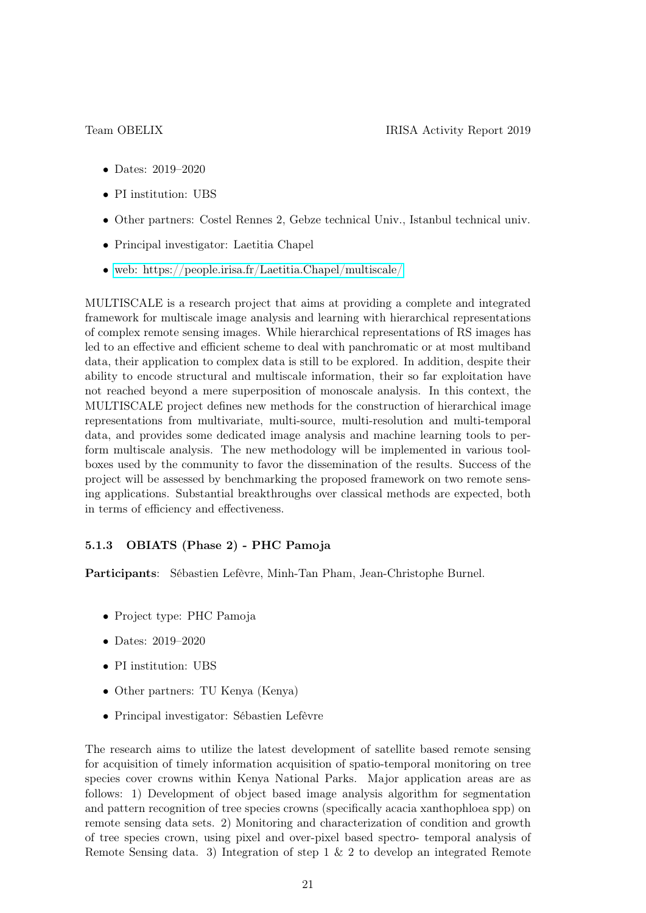- Dates: 2019–2020
- PI institution: UBS
- Other partners: Costel Rennes 2, Gebze technical Univ., Istanbul technical univ.
- Principal investigator: Laetitia Chapel
- web: https://people.irisa.fr/Laetitia.Chapel/multiscale/

MULTISCALE is a research project that aims at providing a complete and integrated framework for multiscale image analysis and learning with hierarchical representations of complex remote sensing images. While hierarchical representations of RS images has led to an effective and efficient scheme to deal with panchromatic or at most multiband data, their application to complex data is still to be explored. In addition, despite their ability to encode structural and multiscale information, their so far exploitation have not reached beyond a mere superposition of monoscale analysis. In this context, the MULTISCALE project defines new methods for the construction of hierarchical image representations from multivariate, multi-source, multi-resolution and multi-temporal data, and provides some dedicated image analysis and machine learning tools to perform multiscale analysis. The new methodology will be implemented in various toolboxes used by the community to favor the dissemination of the results. Success of the project will be assessed by benchmarking the proposed framework on two remote sensing applications. Substantial breakthroughs over classical methods are expected, both in terms of efficiency and effectiveness.

#### 5.1.3 OBIATS (Phase 2) - PHC Pamoja

**Participants**: Sébastien Lefèvre, Minh-Tan Pham, Jean-Christophe Burnel.

- Project type: PHC Pamoja
- Dates: 2019–2020
- PI institution: UBS
- Other partners: TU Kenya (Kenya)
- Principal investigator: Sébastien Lefèvre

The research aims to utilize the latest development of satellite based remote sensing for acquisition of timely information acquisition of spatio-temporal monitoring on tree species cover crowns within Kenya National Parks. Major application areas are as follows: 1) Development of object based image analysis algorithm for segmentation and pattern recognition of tree species crowns (specifically acacia xanthophloea spp) on remote sensing data sets. 2) Monitoring and characterization of condition and growth of tree species crown, using pixel and over-pixel based spectro- temporal analysis of Remote Sensing data. 3) Integration of step 1 & 2 to develop an integrated Remote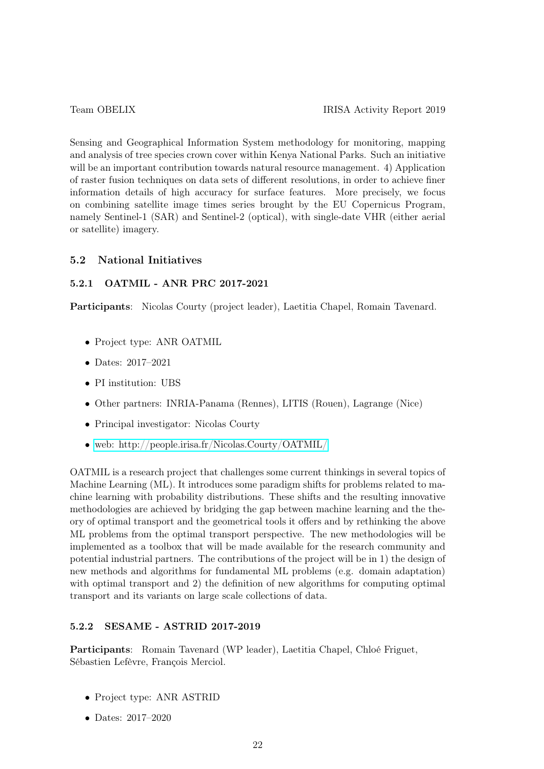Sensing and Geographical Information System methodology for monitoring, mapping and analysis of tree species crown cover within Kenya National Parks. Such an initiative will be an important contribution towards natural resource management. 4) Application of raster fusion techniques on data sets of different resolutions, in order to achieve finer information details of high accuracy for surface features. More precisely, we focus on combining satellite image times series brought by the EU Copernicus Program, namely Sentinel-1 (SAR) and Sentinel-2 (optical), with single-date VHR (either aerial or satellite) imagery.

## 5.2 National Initiatives

### 5.2.1 OATMIL - ANR PRC 2017-2021

**Participants**: Nicolas Courty (project leader), Laetitia Chapel, Romain Tavenard.

- Project type: ANR OATMIL
- Dates: 2017–2021
- PI institution: UBS
- Other partners: INRIA-Panama (Rennes), LITIS (Rouen), Lagrange (Nice)
- Principal investigator: Nicolas Courty
- web: http://people.irisa.fr/Nicolas.Courty/OATMIL/

OATMIL is a research project that challenges some current thinkings in several topics of Machine Learning (ML). It introduces some paradigm shifts for problems related to machine learning with probability distributions. These shifts and the resulting innovative methodologies are achieved by bridging the gap between machine learning and the theory of optimal transport and the geometrical tools it offers and by rethinking the above ML problems from the optimal transport perspective. The new methodologies will be implemented as a toolbox that will be made available for the research community and potential industrial partners. The contributions of the project will be in 1) the design of new methods and algorithms for fundamental ML problems (e.g. domain adaptation) with optimal transport and 2) the definition of new algorithms for computing optimal transport and its variants on large scale collections of data.

### 5.2.2 SESAME - ASTRID 2017-2019

**Participants**: Romain Tavenard (WP leader), Laetitia Chapel, Chloé Friguet, Sébastien Lefèvre, François Merciol.

- Project type: ANR ASTRID
- Dates: 2017–2020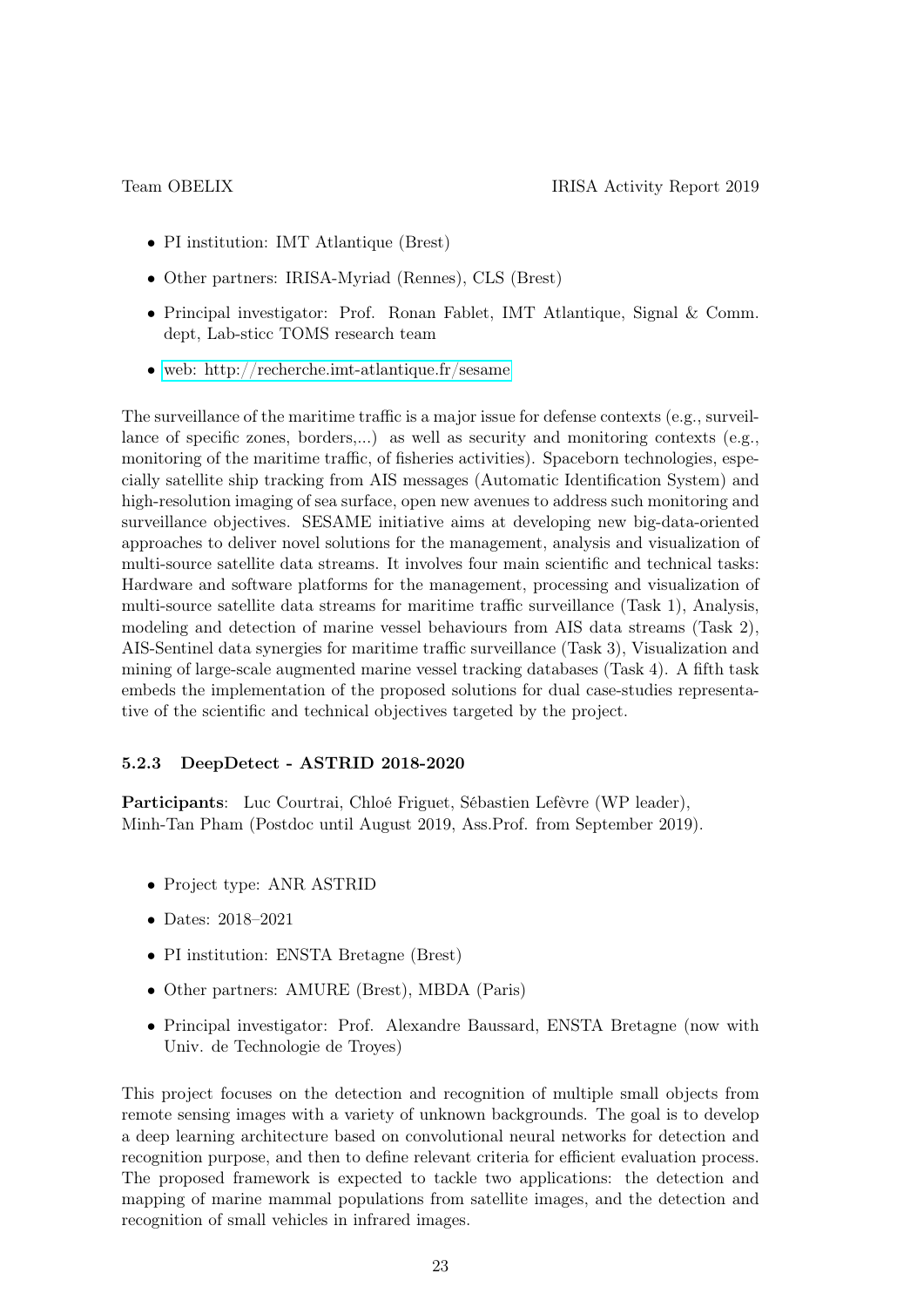- PI institution: IMT Atlantique (Brest)
- Other partners: IRISA-Myriad (Rennes), CLS (Brest)
- Principal investigator: Prof. Ronan Fablet, IMT Atlantique, Signal & Comm. dept, Lab-sticc TOMS research team
- web: http://recherche.imt-atlantique.fr/sesame

The surveillance of the maritime traffic is a major issue for defense contexts (e.g., surveillance of specific zones, borders,...) as well as security and monitoring contexts (e.g., monitoring of the maritime traffic, of fisheries activities). Spaceborn technologies, especially satellite ship tracking from AIS messages (Automatic Identification System) and high-resolution imaging of sea surface, open new avenues to address such monitoring and surveillance objectives. SESAME initiative aims at developing new big-data-oriented approaches to deliver novel solutions for the management, analysis and visualization of multi-source satellite data streams. It involves four main scientific and technical tasks: Hardware and software platforms for the management, processing and visualization of multi-source satellite data streams for maritime traffic surveillance (Task 1), Analysis, modeling and detection of marine vessel behaviours from AIS data streams (Task 2), AIS-Sentinel data synergies for maritime traffic surveillance (Task 3), Visualization and mining of large-scale augmented marine vessel tracking databases (Task 4). A fifth task embeds the implementation of the proposed solutions for dual case-studies representative of the scientific and technical objectives targeted by the project.

### 5.2.3 DeepDetect - ASTRID 2018-2020

**Participants**: Luc Courtrai, Chloé Friguet, Sébastien Lefèvre (WP leader), Minh-Tan Pham (Postdoc until August 2019, Ass.Prof. from September 2019).

- Project type: ANR ASTRID
- Dates: 2018–2021
- PI institution: ENSTA Bretagne (Brest)
- Other partners: AMURE (Brest), MBDA (Paris)
- Principal investigator: Prof. Alexandre Baussard, ENSTA Bretagne (now with Univ. de Technologie de Troyes)

This project focuses on the detection and recognition of multiple small objects from remote sensing images with a variety of unknown backgrounds. The goal is to develop a deep learning architecture based on convolutional neural networks for detection and recognition purpose, and then to define relevant criteria for efficient evaluation process. The proposed framework is expected to tackle two applications: the detection and mapping of marine mammal populations from satellite images, and the detection and recognition of small vehicles in infrared images.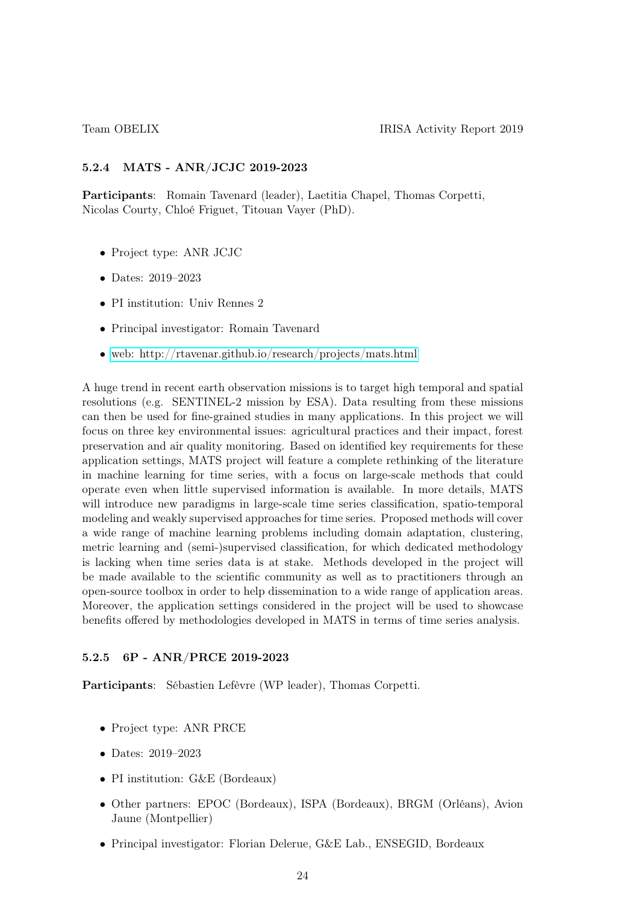#### 5.2.4 MATS - ANR/JCJC 2019-2023

**Participants**: Romain Tavenard (leader), Laetitia Chapel, Thomas Corpetti, Nicolas Courty, Chloé Friguet, Titouan Vayer (PhD).

- Project type: ANR JCJC
- Dates: 2019–2023
- PI institution: Univ Rennes 2
- Principal investigator: Romain Tavenard
- web: http://rtavenar.github.io/research/projects/mats.html

A huge trend in recent earth observation missions is to target high temporal and spatial resolutions (e.g. SENTINEL-2 mission by ESA). Data resulting from these missions can then be used for fine-grained studies in many applications. In this project we will focus on three key environmental issues: agricultural practices and their impact, forest preservation and air quality monitoring. Based on identified key requirements for these application settings, MATS project will feature a complete rethinking of the literature in machine learning for time series, with a focus on large-scale methods that could operate even when little supervised information is available. In more details, MATS will introduce new paradigms in large-scale time series classification, spatio-temporal modeling and weakly supervised approaches for time series. Proposed methods will cover a wide range of machine learning problems including domain adaptation, clustering, metric learning and (semi-)supervised classification, for which dedicated methodology is lacking when time series data is at stake. Methods developed in the project will be made available to the scientific community as well as to practitioners through an open-source toolbox in order to help dissemination to a wide range of application areas. Moreover, the application settings considered in the project will be used to showcase benefits offered by methodologies developed in MATS in terms of time series analysis.

#### 5.2.5 6P - ANR/PRCE 2019-2023

**Participants**: Sébastien Lefèvre (WP leader), Thomas Corpetti.

- Project type: ANR PRCE
- Dates: 2019–2023
- PI institution: G&E (Bordeaux)
- Other partners: EPOC (Bordeaux), ISPA (Bordeaux), BRGM (Orléans), Avion Jaune (Montpellier)
- Principal investigator: Florian Delerue, G&E Lab., ENSEGID, Bordeaux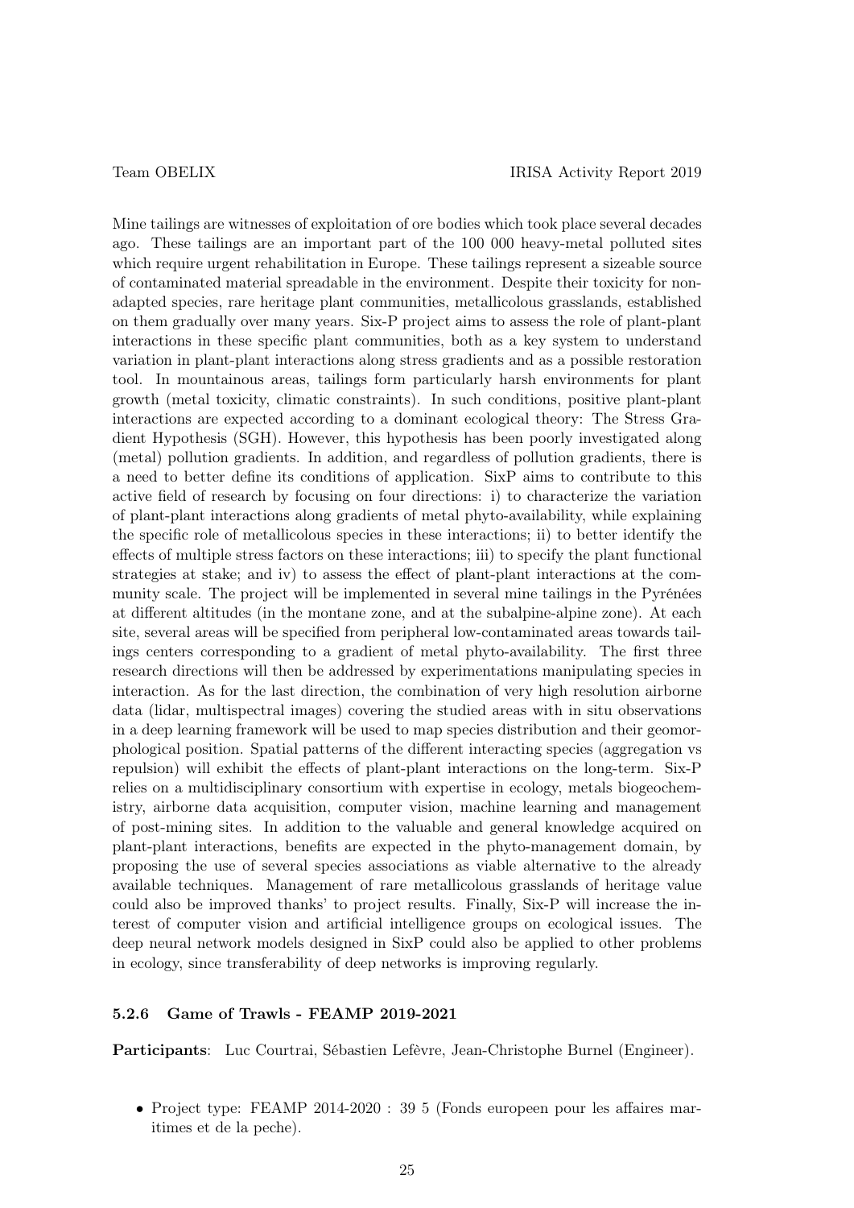Mine tailings are witnesses of exploitation of ore bodies which took place several decades ago. These tailings are an important part of the 100 000 heavy-metal polluted sites which require urgent rehabilitation in Europe. These tailings represent a sizeable source of contaminated material spreadable in the environment. Despite their toxicity for non-adapted species, rare heritage plant communities, metallicolous grasslands, established on them gradually over many years. Six-P project aims to assess the role of plant-plant interactions in these specific plant communities, both as a key system to understand variation in plant-plant interactions along stress gradients and as a possible restoration tool. In mountainous areas, tailings form particularly harsh environments for plant growth (metal toxicity, climatic constraints). In such conditions, positive plant-plant interactions are expected according to a dominant ecological theory: The Stress Gradient Hypothesis (SGH). However, this hypothesis has been poorly investigated along (metal) pollution gradients. In addition, and regardless of pollution gradients, there is a need to better define its conditions of application. SixP aims to contribute to this active field of research by focusing on four directions: i) to characterize the variation of plant-plant interactions along gradients of metal phyto-availability, while explaining the specific role of metallicolous species in these interactions; ii) to better identify the effects of multiple stress factors on these interactions; iii) to specify the plant functional strategies at stake; and iv) to assess the effect of plant-plant interactions at the community scale. The project will be implemented in several mine tailings in the Pyrénées at different altitudes (in the montane zone, and at the subalpine-alpine zone). At each site, several areas will be specified from peripheral low-contaminated areas towards tailings centers corresponding to a gradient of metal phyto-availability. The first three research directions will then be addressed by experimentations manipulating species in interaction. As for the last direction, the combination of very high resolution airborne data (lidar, multispectral images) covering the studied areas with in situ observations in a deep learning framework will be used to map species distribution and their geomorphological position. Spatial patterns of the different interacting species (aggregation vs repulsion) will exhibit the effects of plant-plant interactions on the long-term. Six-P relies on a multidisciplinary consortium with expertise in ecology, metals biogeochemistry, airborne data acquisition, computer vision, machine learning and management of post-mining sites. In addition to the valuable and general knowledge acquired on plant-plant interactions, benefits are expected in the phyto-management domain, by proposing the use of several species associations as viable alternative to the already available techniques. Management of rare metallicolous grasslands of heritage value could also be improved thanks' to project results. Finally, Six-P will increase the interest of computer vision and artificial intelligence groups on ecological issues. The deep neural network models designed in SixP could also be applied to other problems in ecology, since transferability of deep networks is improving regularly.

#### 5.2.6 Game of Trawls - FEAMP 2019-2021

**Participants**: Luc Courtrai, Sébastien Lefèvre, Jean-Christophe Burnel (Engineer).

- Project type: FEAMP 2014-2020 : 39 5 (Fonds europeen pour les affaires maritimes et de la peche).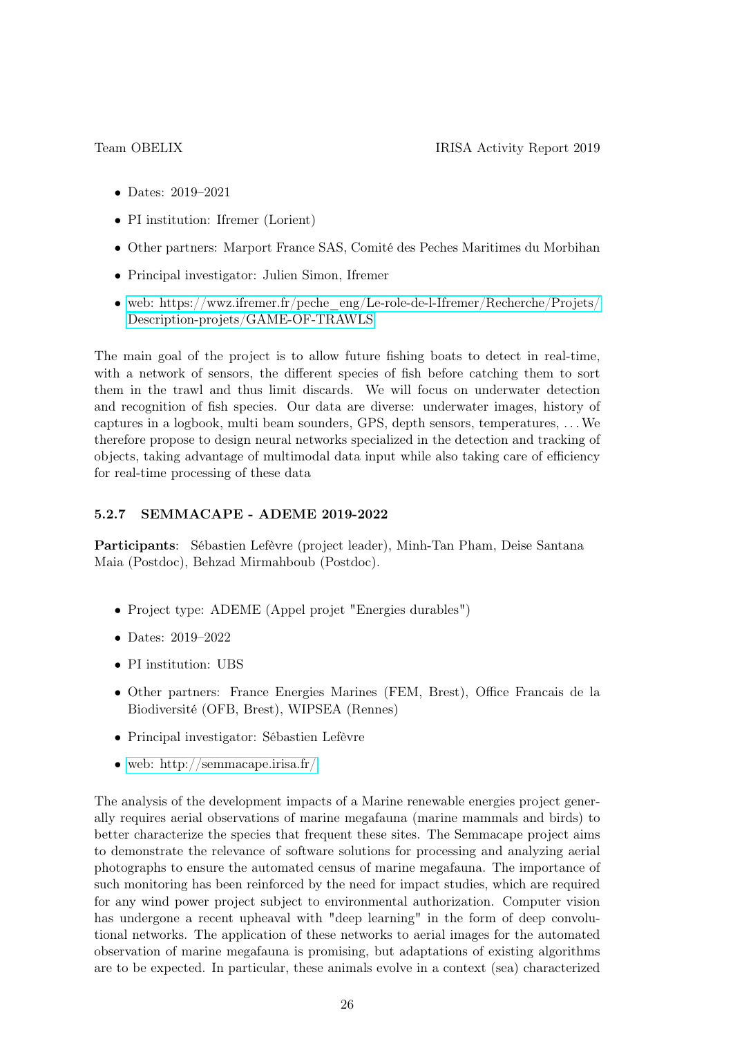- Dates: 2019–2021
- PI institution: Ifremer (Lorient)
- Other partners: Marport France SAS, Comité des Peches Maritimes du Morbihan
- Principal investigator: Julien Simon, Ifremer
- web: https://wwz.ifremer.fr/peche_eng/Le-role-de-l-Ifremer/Recherche/Projets/Description-projets/GAME-OF-TRAWLS

The main goal of the project is to allow future fishing boats to detect in real-time, with a network of sensors, the different species of fish before catching them to sort them in the trawl and thus limit discards. We will focus on underwater detection and recognition of fish species. Our data are diverse: underwater images, history of captures in a logbook, multi beam sounders, GPS, depth sensors, temperatures, . . . We therefore propose to design neural networks specialized in the detection and tracking of objects, taking advantage of multimodal data input while also taking care of efficiency for real-time processing of these data

### 5.2.7 SEMMACAPE - ADEME 2019-2022

**Participants**: Sébastien Lefèvre (project leader), Minh-Tan Pham, Deise Santana Maia (Postdoc), Behzad Mirmahboub (Postdoc).

- Project type: ADEME (Appel projet "Energies durables")
- Dates: 2019–2022
- PI institution: UBS
- Other partners: France Energies Marines (FEM, Brest), Office Francais de la Biodiversité (OFB, Brest), WIPSEA (Rennes)
- Principal investigator: Sébastien Lefèvre
- web: http://semmacape.irisa.fr/

The analysis of the development impacts of a Marine renewable energies project generally requires aerial observations of marine megafauna (marine mammals and birds) to better characterize the species that frequent these sites. The Semmacape project aims to demonstrate the relevance of software solutions for processing and analyzing aerial photographs to ensure the automated census of marine megafauna. The importance of such monitoring has been reinforced by the need for impact studies, which are required for any wind power project subject to environmental authorization. Computer vision has undergone a recent upheaval with "deep learning" in the form of deep convolutional networks. The application of these networks to aerial images for the automated observation of marine megafauna is promising, but adaptations of existing algorithms are to be expected. In particular, these animals evolve in a context (sea) characterized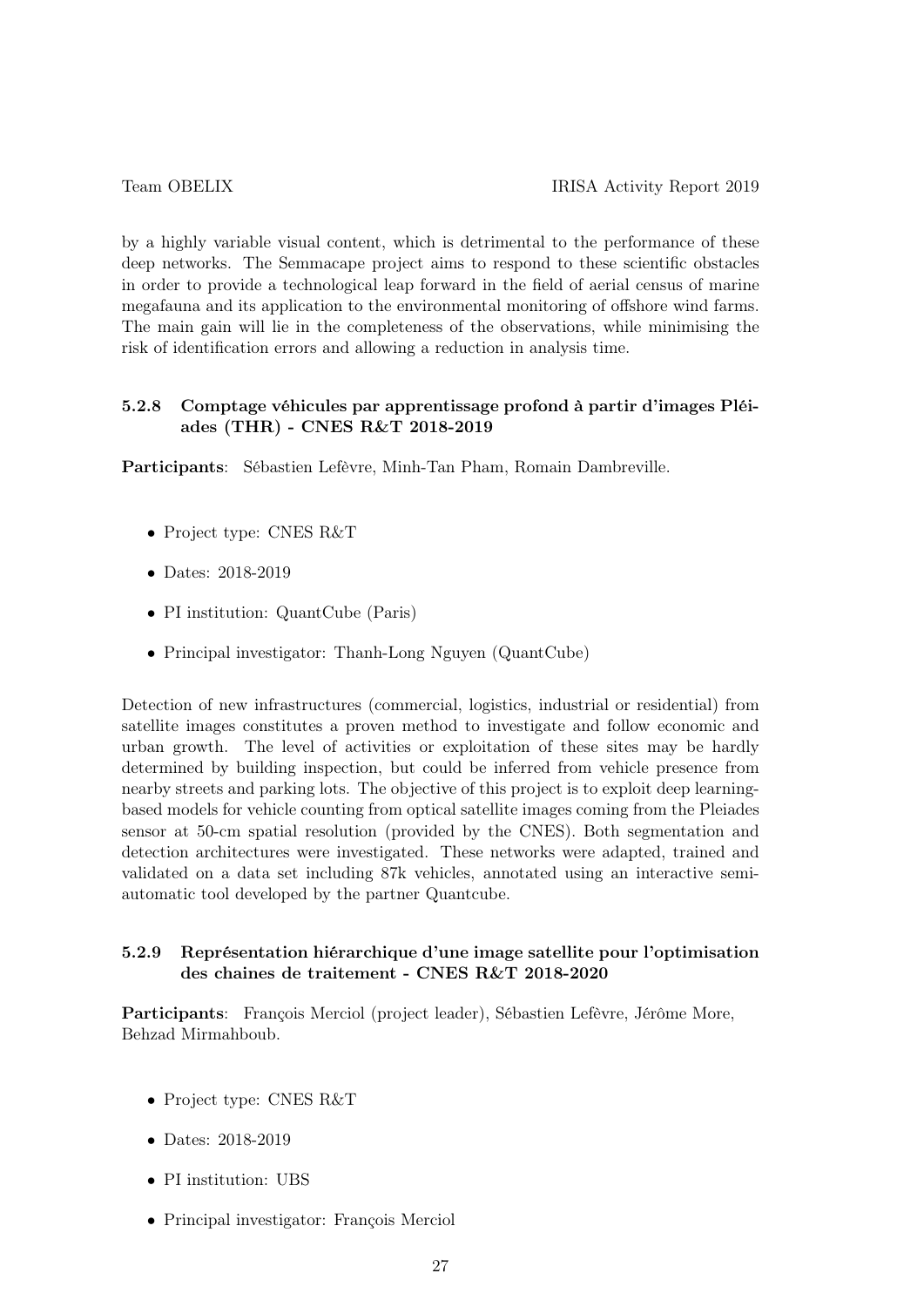by a highly variable visual content, which is detrimental to the performance of these deep networks. The Semmacape project aims to respond to these scientific obstacles in order to provide a technological leap forward in the field of aerial census of marine megafauna and its application to the environmental monitoring of offshore wind farms. The main gain will lie in the completeness of the observations, while minimising the risk of identification errors and allowing a reduction in analysis time.

### 5.2.8 Comptage véhicules par apprentissage profond à partir d'images Pléiades (THR) - CNES R&T 2018-2019

**Participants**: Sébastien Lefèvre, Minh-Tan Pham, Romain Dambreville.

- Project type: CNES R&T
- Dates: 2018-2019
- PI institution: QuantCube (Paris)
- Principal investigator: Thanh-Long Nguyen (QuantCube)

Detection of new infrastructures (commercial, logistics, industrial or residential) from satellite images constitutes a proven method to investigate and follow economic and urban growth. The level of activities or exploitation of these sites may be hardly determined by building inspection, but could be inferred from vehicle presence from nearby streets and parking lots. The objective of this project is to exploit deep learning-based models for vehicle counting from optical satellite images coming from the Pleiades sensor at 50-cm spatial resolution (provided by the CNES). Both segmentation and detection architectures were investigated. These networks were adapted, trained and validated on a data set including 87k vehicles, annotated using an interactive semi-automatic tool developed by the partner Quantcube.

### 5.2.9 Représentation hiérarchique d'une image satellite pour l'optimisation des chaines de traitement - CNES R&T 2018-2020

**Participants**: François Merciol (project leader), Sébastien Lefèvre, Jérôme More, Behzad Mirmahboub.

- Project type: CNES R&T
- Dates: 2018-2019
- PI institution: UBS
- Principal investigator: François Merciol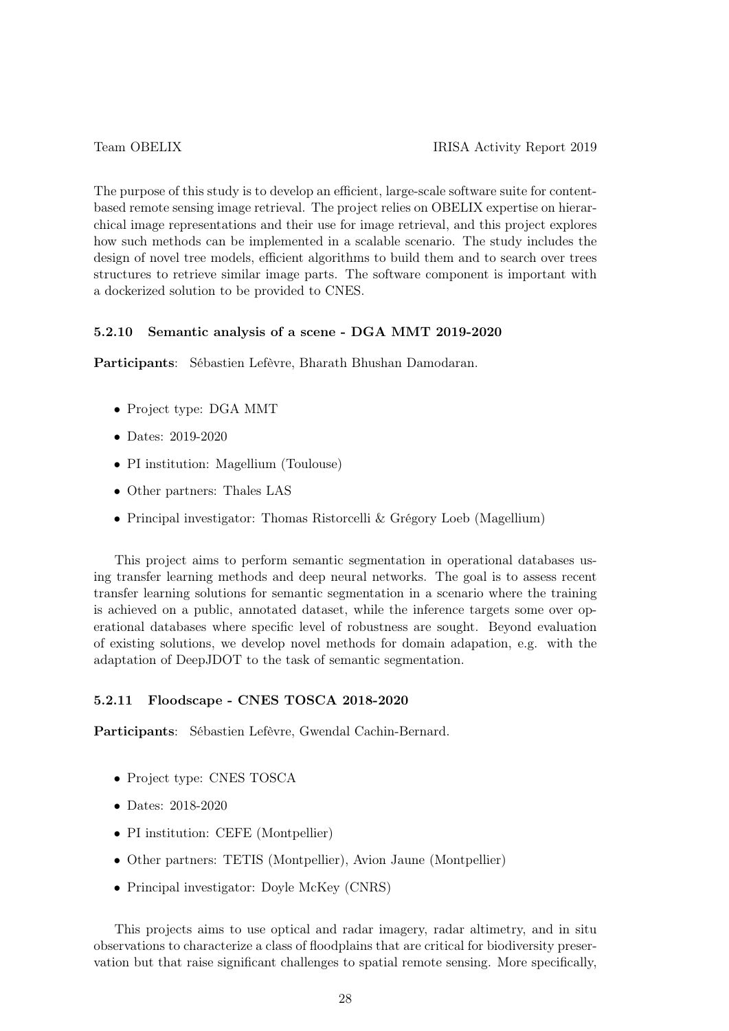The purpose of this study is to develop an efficient, large-scale software suite for content-based remote sensing image retrieval. The project relies on OBELIX expertise on hierarchical image representations and their use for image retrieval, and this project explores how such methods can be implemented in a scalable scenario. The study includes the design of novel tree models, efficient algorithms to build them and to search over trees structures to retrieve similar image parts. The software component is important with a dockerized solution to be provided to CNES.

#### 5.2.10 Semantic analysis of a scene - DGA MMT 2019-2020

**Participants**: Sébastien Lefèvre, Bharath Bhushan Damodaran.

- Project type: DGA MMT
- Dates: 2019-2020
- PI institution: Magellium (Toulouse)
- Other partners: Thales LAS
- Principal investigator: Thomas Ristorcelli & Grégory Loeb (Magellium)

This project aims to perform semantic segmentation in operational databases using transfer learning methods and deep neural networks. The goal is to assess recent transfer learning solutions for semantic segmentation in a scenario where the training is achieved on a public, annotated dataset, while the inference targets some over operational databases where specific level of robustness are sought. Beyond evaluation of existing solutions, we develop novel methods for domain adapation, e.g. with the adaptation of DeepJDOT to the task of semantic segmentation.

#### 5.2.11 Floodscape - CNES TOSCA 2018-2020

**Participants**: Sébastien Lefèvre, Gwendal Cachin-Bernard.

- Project type: CNES TOSCA
- Dates: 2018-2020
- PI institution: CEFE (Montpellier)
- Other partners: TETIS (Montpellier), Avion Jaune (Montpellier)
- Principal investigator: Doyle McKey (CNRS)

This projects aims to use optical and radar imagery, radar altimetry, and in situ observations to characterize a class of floodplains that are critical for biodiversity preservation but that raise significant challenges to spatial remote sensing. More specifically,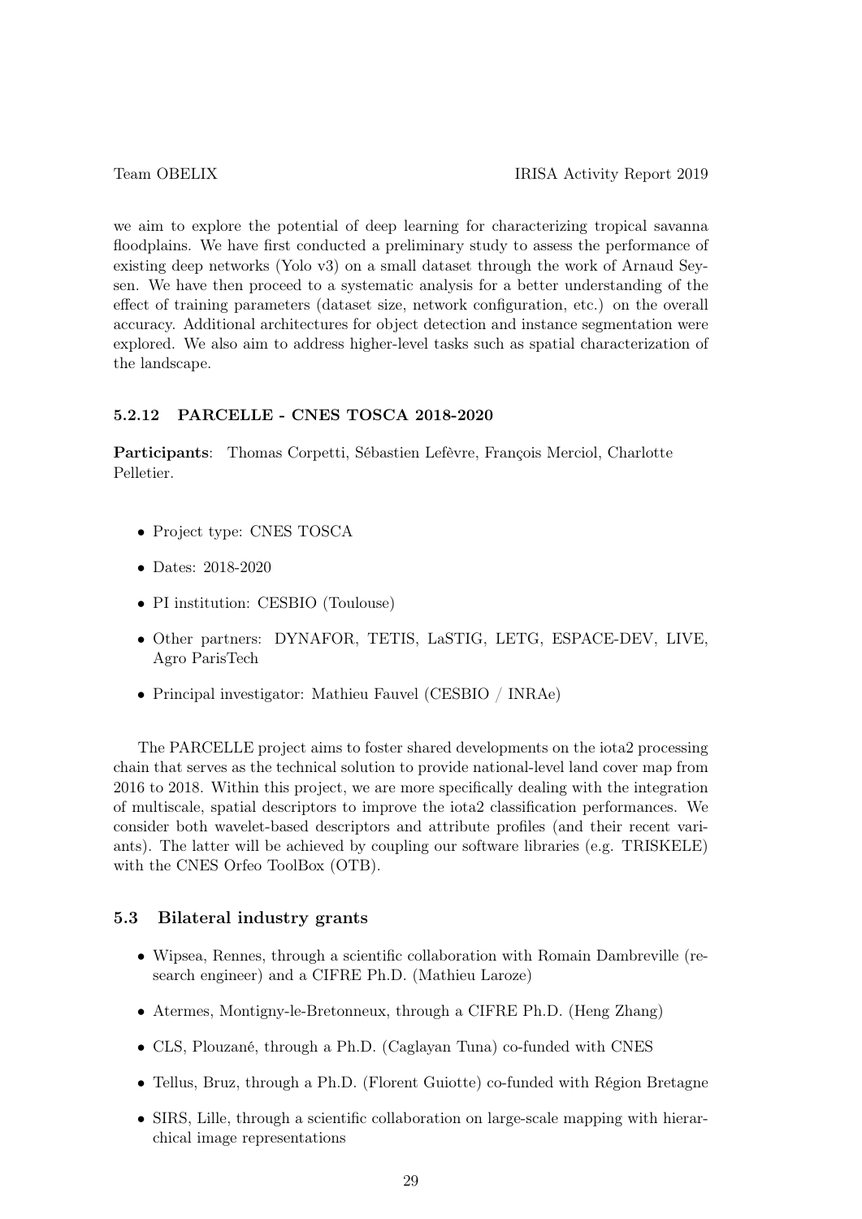we aim to explore the potential of deep learning for characterizing tropical savanna floodplains. We have first conducted a preliminary study to assess the performance of existing deep networks (Yolo v3) on a small dataset through the work of Arnaud Seysen. We have then proceed to a systematic analysis for a better understanding of the effect of training parameters (dataset size, network configuration, etc.) on the overall accuracy. Additional architectures for object detection and instance segmentation were explored. We also aim to address higher-level tasks such as spatial characterization of the landscape.

#### 5.2.12 PARCELLE - CNES TOSCA 2018-2020

**Participants**: Thomas Corpetti, Sébastien Lefèvre, François Merciol, Charlotte Pelletier.

- Project type: CNES TOSCA
- Dates: 2018-2020
- PI institution: CESBIO (Toulouse)
- Other partners: DYNAFOR, TETIS, LaSTIG, LETG, ESPACE-DEV, LIVE, Agro ParisTech
- Principal investigator: Mathieu Fauvel (CESBIO / INRAe)

The PARCELLE project aims to foster shared developments on the iota2 processing chain that serves as the technical solution to provide national-level land cover map from 2016 to 2018. Within this project, we are more specifically dealing with the integration of multiscale, spatial descriptors to improve the iota2 classification performances. We consider both wavelet-based descriptors and attribute profiles (and their recent variants). The latter will be achieved by coupling our software libraries (e.g. TRISKELE) with the CNES Orfeo ToolBox (OTB).

### 5.3 Bilateral industry grants

- Wipsea, Rennes, through a scientific collaboration with Romain Dambreville (research engineer) and a CIFRE Ph.D. (Mathieu Laroze)
- Atermes, Montigny-le-Bretonneux, through a CIFRE Ph.D. (Heng Zhang)
- CLS, Plouzané, through a Ph.D. (Caglayan Tuna) co-funded with CNES
- Tellus, Bruz, through a Ph.D. (Florent Guiotte) co-funded with Région Bretagne
- SIRS, Lille, through a scientific collaboration on large-scale mapping with hierarchical image representations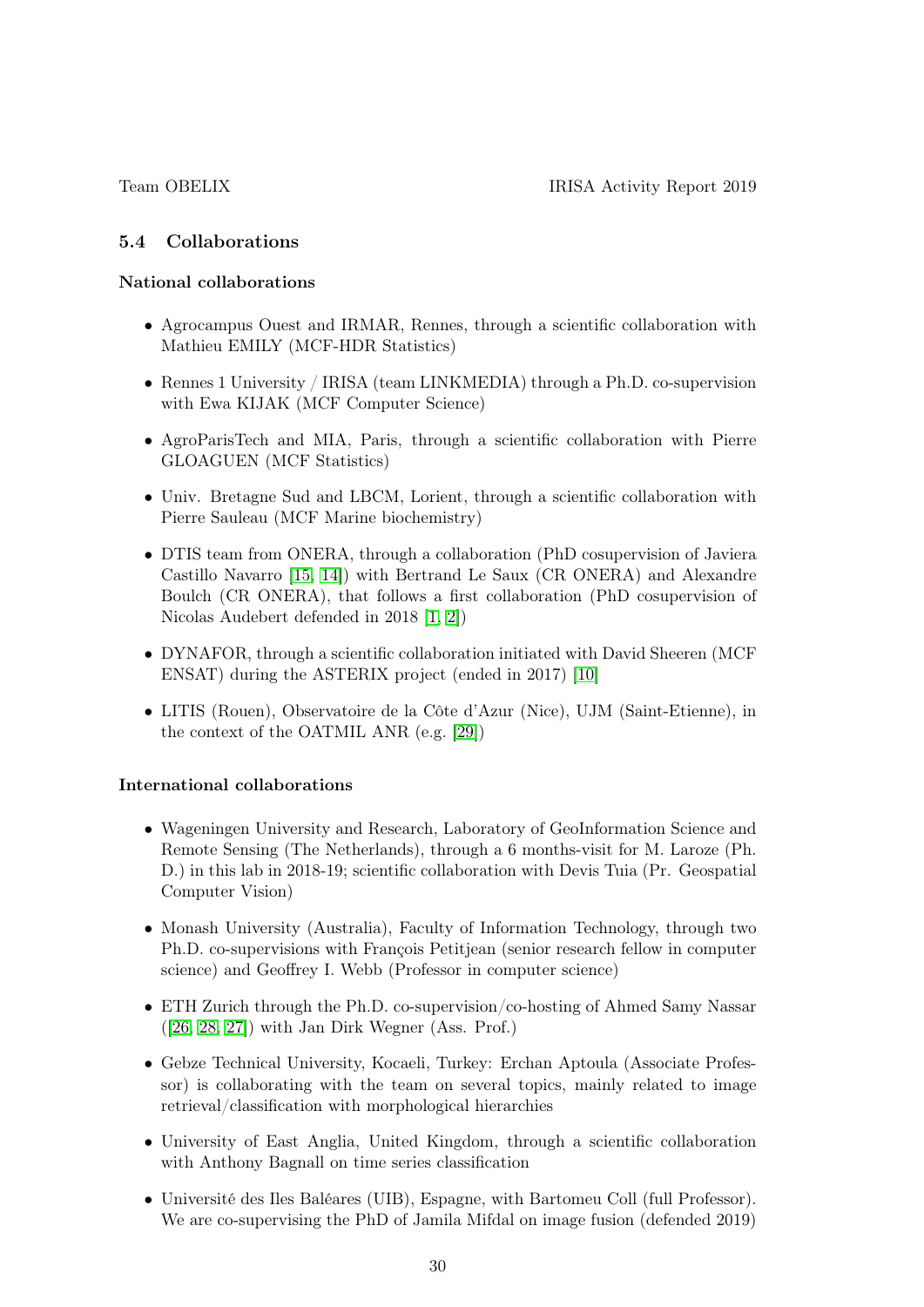### 5.4 Collaborations

**National collaborations**

- Agrocampus Ouest and IRMAR, Rennes, through a scientific collaboration with Mathieu EMILY (MCF-HDR Statistics)
- Rennes 1 University / IRISA (team LINKMEDIA) through a Ph.D. co-supervision with Ewa KIJAK (MCF Computer Science)
- AgroParisTech and MIA, Paris, through a scientific collaboration with Pierre GLOAGUEN (MCF Statistics)
- Univ. Bretagne Sud and LBCM, Lorient, through a scientific collaboration with Pierre Sauleau (MCF Marine biochemistry)
- DTIS team from ONERA, through a collaboration (PhD cosupervision of Javiera Castillo Navarro [15, 14]) with Bertrand Le Saux (CR ONERA) and Alexandre Boulch (CR ONERA), that follows a first collaboration (PhD cosupervision of Nicolas Audebert defended in 2018 [1, 2])
- DYNAFOR, through a scientific collaboration initiated with David Sheeren (MCF ENSAT) during the ASTERIX project (ended in 2017) [10]
- LITIS (Rouen), Observatoire de la Côte d'Azur (Nice), UJM (Saint-Etienne), in the context of the OATMIL ANR (e.g. [29])

**International collaborations**

- Wageningen University and Research, Laboratory of GeoInformation Science and Remote Sensing (The Netherlands), through a 6 months-visit for M. Laroze (Ph. D.) in this lab in 2018-19; scientific collaboration with Devis Tuia (Pr. Geospatial Computer Vision)
- Monash University (Australia), Faculty of Information Technology, through two Ph.D. co-supervisions with François Petitjean (senior research fellow in computer science) and Geoffrey I. Webb (Professor in computer science)
- ETH Zurich through the Ph.D. co-supervision/co-hosting of Ahmed Samy Nassar ([26, 28, 27]) with Jan Dirk Wegner (Ass. Prof.)
- Gebze Technical University, Kocaeli, Turkey: Erchan Aptoula (Associate Professor) is collaborating with the team on several topics, mainly related to image retrieval/classification with morphological hierarchies
- University of East Anglia, United Kingdom, through a scientific collaboration with Anthony Bagnall on time series classification
- Université des Iles Baléares (UIB), Espagne, with Bartomeu Coll (full Professor). We are co-supervising the PhD of Jamila Mifdal on image fusion (defended 2019)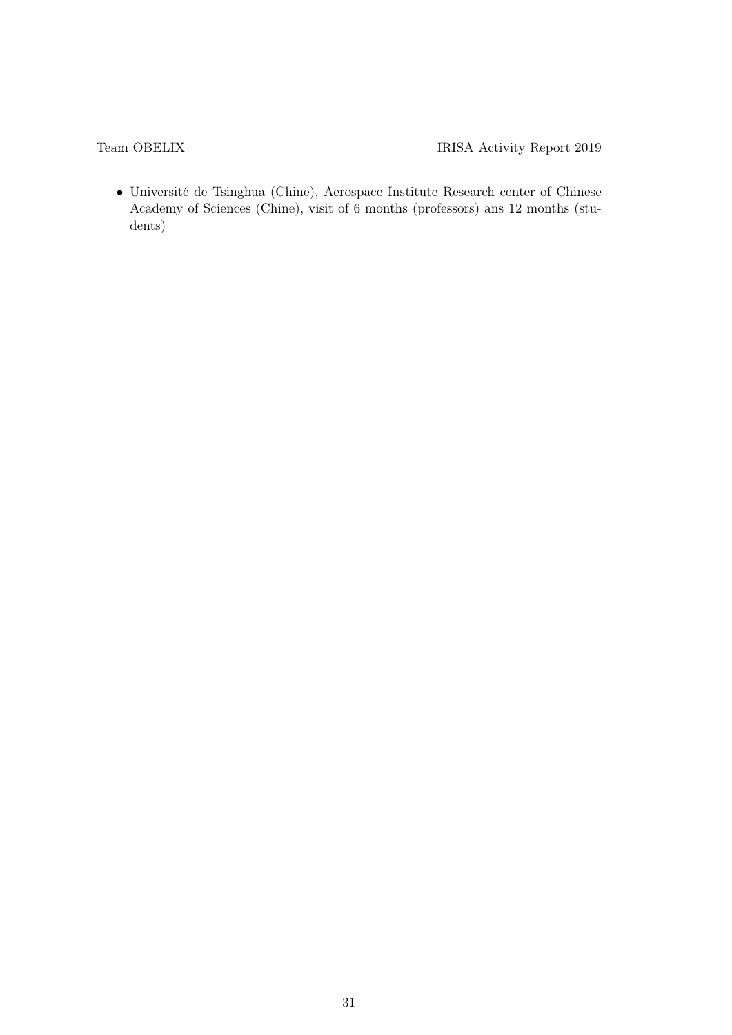- Université de Tsinghua (Chine), Aerospace Institute Research center of Chinese Academy of Sciences (Chine), visit of 6 months (professors) ans 12 months (students)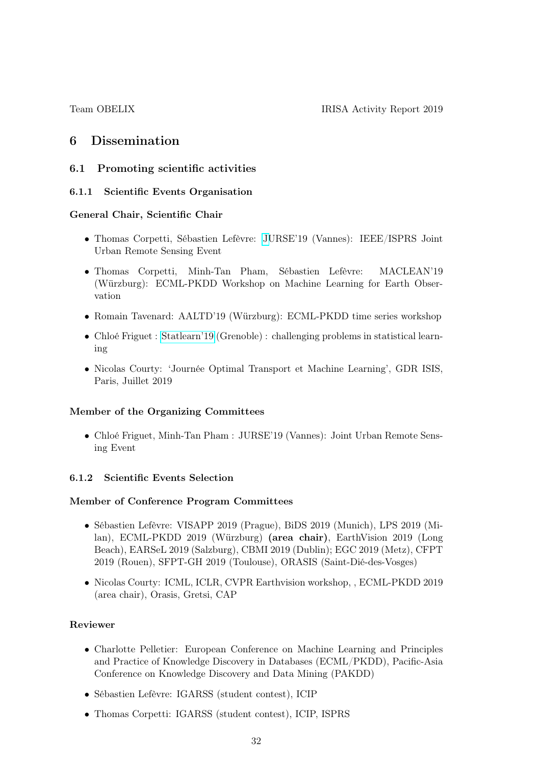# 6 Dissemination

## 6.1 Promoting scientific activities

### 6.1.1 Scientific Events Organisation

**General Chair, Scientific Chair**

- Thomas Corpetti, Sébastien Lefèvre: JURSE'19 (Vannes): IEEE/ISPRS Joint Urban Remote Sensing Event
- Thomas Corpetti, Minh-Tan Pham, Sébastien Lefèvre: MACLEAN'19 (Würzburg): ECML-PKDD Workshop on Machine Learning for Earth Observation
- Romain Tavenard: AALTD'19 (Würzburg): ECML-PKDD time series workshop
- Chloé Friguet : Statlearn'19 (Grenoble) : challenging problems in statistical learning
- Nicolas Courty: 'Journée Optimal Transport et Machine Learning', GDR ISIS, Paris, Juillet 2019

**Member of the Organizing Committees**

- Chloé Friguet, Minh-Tan Pham : JURSE'19 (Vannes): Joint Urban Remote Sensing Event

### 6.1.2 Scientific Events Selection

**Member of Conference Program Committees**

- Sébastien Lefèvre: VISAPP 2019 (Prague), BiDS 2019 (Munich), LPS 2019 (Milan), ECML-PKDD 2019 (Würzburg) **(area chair)**, EarthVision 2019 (Long Beach), EARSeL 2019 (Salzburg), CBMI 2019 (Dublin); EGC 2019 (Metz), CFPT 2019 (Rouen), SFPT-GH 2019 (Toulouse), ORASIS (Saint-Dié-des-Vosges)
- Nicolas Courty: ICML, ICLR, CVPR Earthvision workshop, , ECML-PKDD 2019 (area chair), Orasis, Gretsi, CAP

**Reviewer**

- Charlotte Pelletier: European Conference on Machine Learning and Principles and Practice of Knowledge Discovery in Databases (ECML/PKDD), Pacific-Asia Conference on Knowledge Discovery and Data Mining (PAKDD)
- Sébastien Lefèvre: IGARSS (student contest), ICIP
- Thomas Corpetti: IGARSS (student contest), ICIP, ISPRS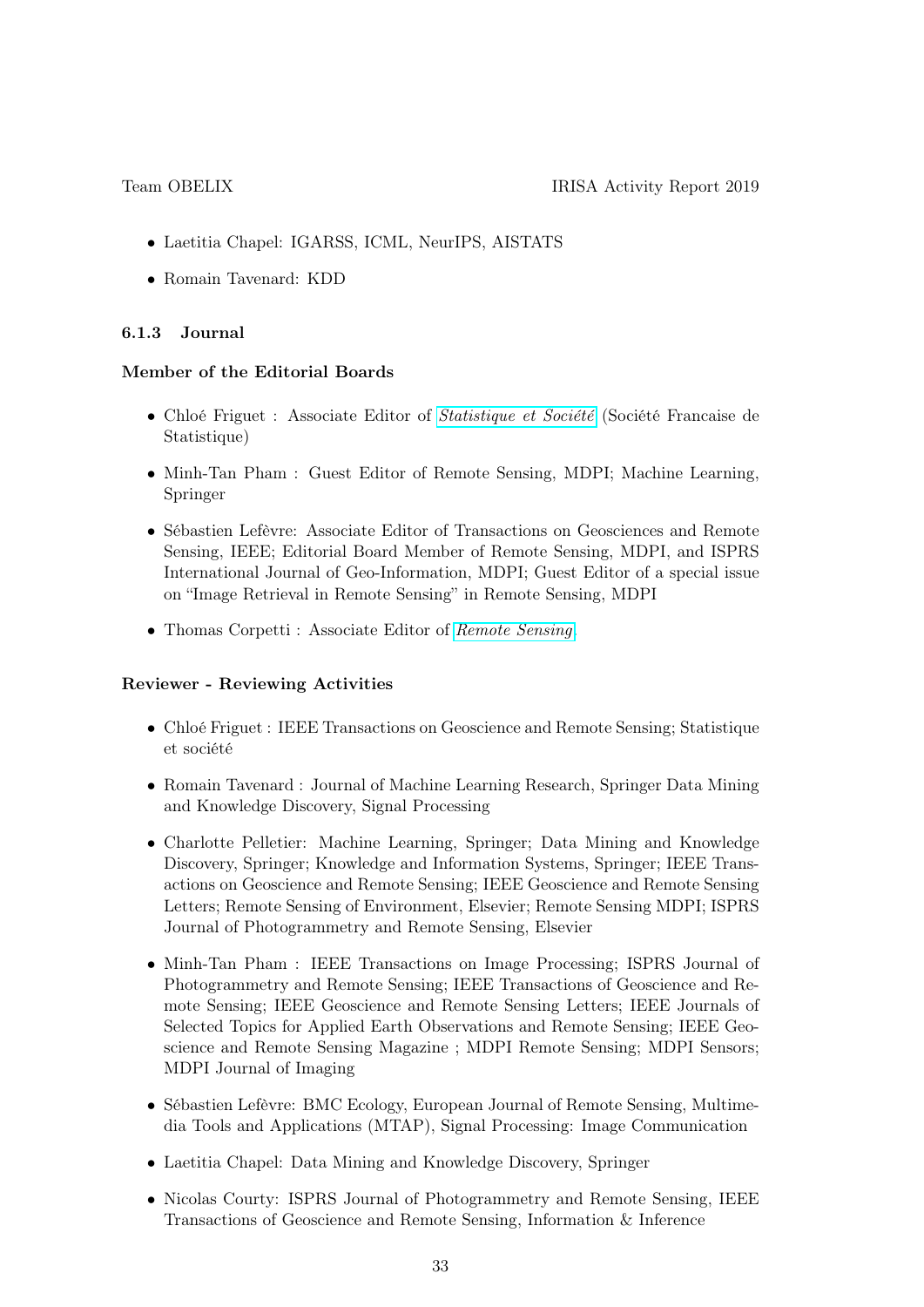- Laetitia Chapel: IGARSS, ICML, NeurIPS, AISTATS
- Romain Tavenard: KDD

### 6.1.3 Journal

**Member of the Editorial Boards**

- Chloé Friguet : Associate Editor of *Statistique et Société* (Société Francaise de Statistique)
- Minh-Tan Pham : Guest Editor of Remote Sensing, MDPI; Machine Learning, Springer
- Sébastien Lefèvre: Associate Editor of Transactions on Geosciences and Remote Sensing, IEEE; Editorial Board Member of Remote Sensing, MDPI, and ISPRS International Journal of Geo-Information, MDPI; Guest Editor of a special issue on "Image Retrieval in Remote Sensing" in Remote Sensing, MDPI
- Thomas Corpetti : Associate Editor of *Remote Sensing*.

**Reviewer - Reviewing Activities**

- Chloé Friguet : IEEE Transactions on Geoscience and Remote Sensing; Statistique et société
- Romain Tavenard : Journal of Machine Learning Research, Springer Data Mining and Knowledge Discovery, Signal Processing
- Charlotte Pelletier: Machine Learning, Springer; Data Mining and Knowledge Discovery, Springer; Knowledge and Information Systems, Springer; IEEE Transactions on Geoscience and Remote Sensing; IEEE Geoscience and Remote Sensing Letters; Remote Sensing of Environment, Elsevier; Remote Sensing MDPI; ISPRS Journal of Photogrammetry and Remote Sensing, Elsevier
- Minh-Tan Pham : IEEE Transactions on Image Processing; ISPRS Journal of Photogrammetry and Remote Sensing; IEEE Transactions of Geoscience and Remote Sensing; IEEE Geoscience and Remote Sensing Letters; IEEE Journals of Selected Topics for Applied Earth Observations and Remote Sensing; IEEE Geoscience and Remote Sensing Magazine ; MDPI Remote Sensing; MDPI Sensors; MDPI Journal of Imaging
- Sébastien Lefèvre: BMC Ecology, European Journal of Remote Sensing, Multimedia Tools and Applications (MTAP), Signal Processing: Image Communication
- Laetitia Chapel: Data Mining and Knowledge Discovery, Springer
- Nicolas Courty: ISPRS Journal of Photogrammetry and Remote Sensing, IEEE Transactions of Geoscience and Remote Sensing, Information & Inference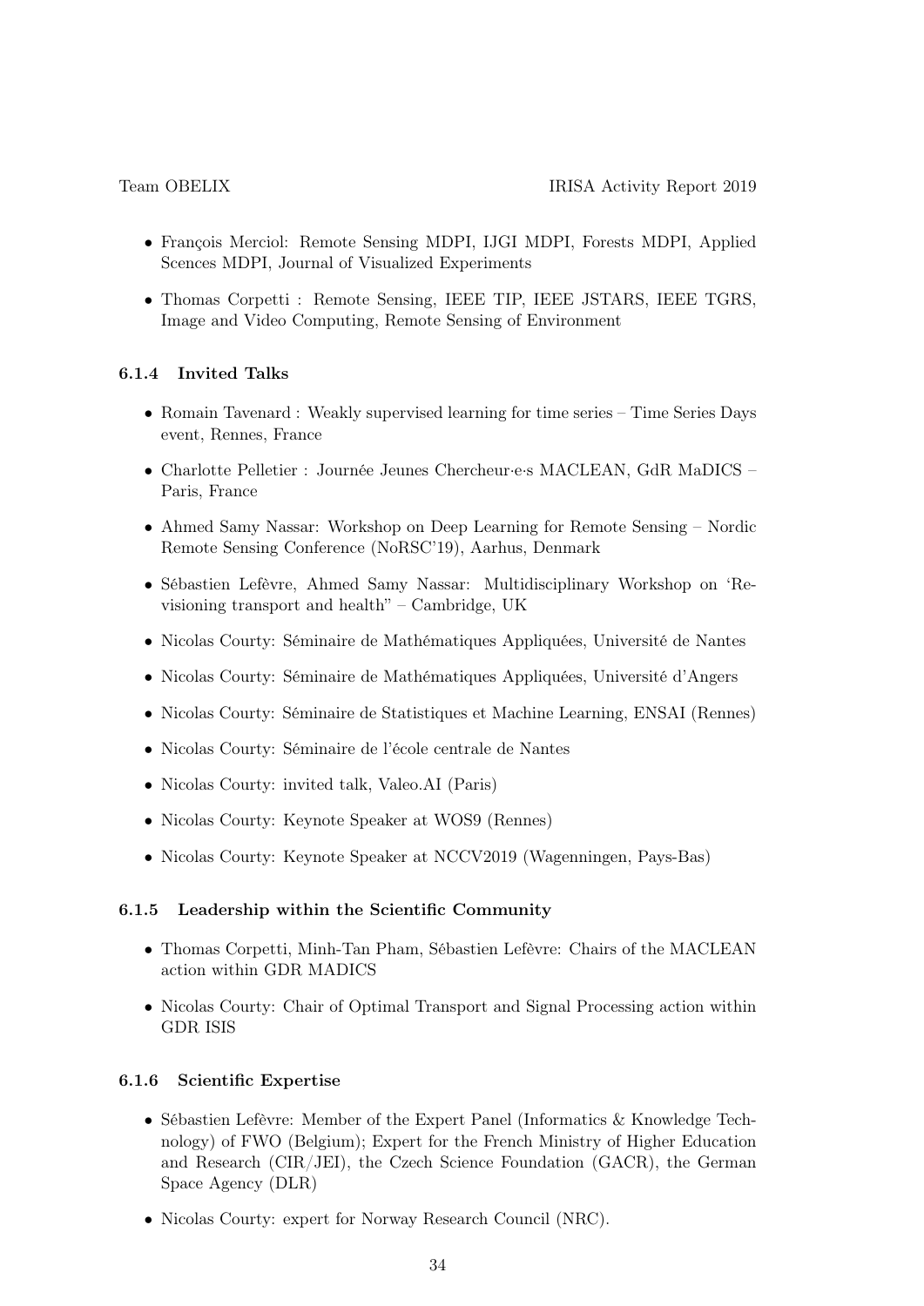- François Merciol: Remote Sensing MDPI, IJGI MDPI, Forests MDPI, Applied Scences MDPI, Journal of Visualized Experiments
- Thomas Corpetti : Remote Sensing, IEEE TIP, IEEE JSTARS, IEEE TGRS, Image and Video Computing, Remote Sensing of Environment

### 6.1.4 Invited Talks

- Romain Tavenard : Weakly supervised learning for time series – Time Series Days event, Rennes, France
- Charlotte Pelletier : Journée Jeunes Chercheur·e·s MACLEAN, GdR MaDICS – Paris, France
- Ahmed Samy Nassar: Workshop on Deep Learning for Remote Sensing – Nordic Remote Sensing Conference (NoRSC'19), Aarhus, Denmark
- Sébastien Lefèvre, Ahmed Samy Nassar: Multidisciplinary Workshop on 'Revisioning transport and health" – Cambridge, UK
- Nicolas Courty: Séminaire de Mathématiques Appliquées, Université de Nantes
- Nicolas Courty: Séminaire de Mathématiques Appliquées, Université d'Angers
- Nicolas Courty: Séminaire de Statistiques et Machine Learning, ENSAI (Rennes)
- Nicolas Courty: Séminaire de l'école centrale de Nantes
- Nicolas Courty: invited talk, Valeo.AI (Paris)
- Nicolas Courty: Keynote Speaker at WOS9 (Rennes)
- Nicolas Courty: Keynote Speaker at NCCV2019 (Wagenningen, Pays-Bas)

### 6.1.5 Leadership within the Scientific Community

- Thomas Corpetti, Minh-Tan Pham, Sébastien Lefèvre: Chairs of the MACLEAN action within GDR MADICS
- Nicolas Courty: Chair of Optimal Transport and Signal Processing action within GDR ISIS

### 6.1.6 Scientific Expertise

- Sébastien Lefèvre: Member of the Expert Panel (Informatics & Knowledge Technology) of FWO (Belgium); Expert for the French Ministry of Higher Education and Research (CIR/JEI), the Czech Science Foundation (GACR), the German Space Agency (DLR)
- Nicolas Courty: expert for Norway Research Council (NRC).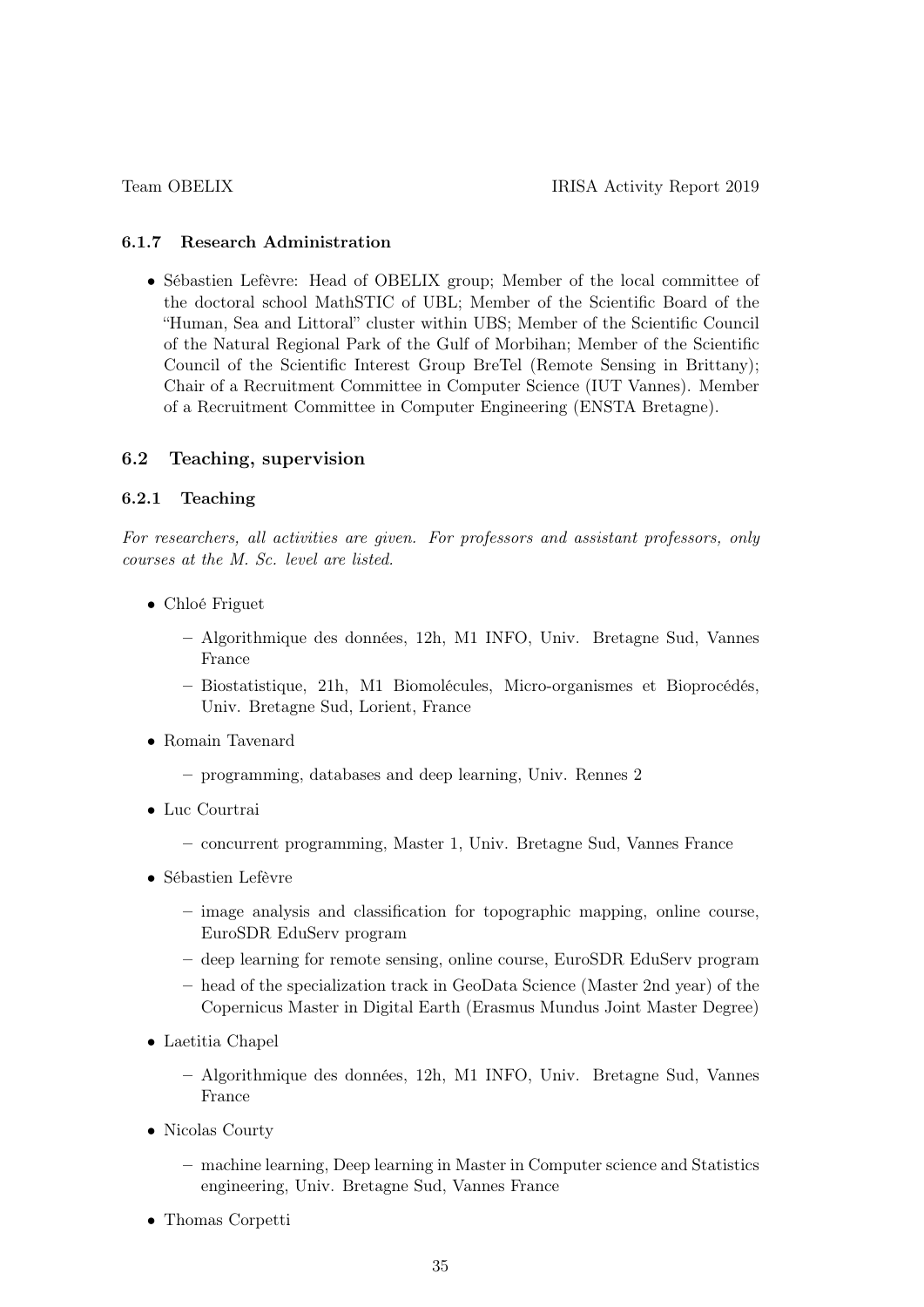### 6.1.7 Research Administration

- Sébastien Lefèvre: Head of OBELIX group; Member of the local committee of the doctoral school MathSTIC of UBL; Member of the Scientific Board of the "Human, Sea and Littoral" cluster within UBS; Member of the Scientific Council of the Natural Regional Park of the Gulf of Morbihan; Member of the Scientific Council of the Scientific Interest Group BreTel (Remote Sensing in Brittany); Chair of a Recruitment Committee in Computer Science (IUT Vannes). Member of a Recruitment Committee in Computer Engineering (ENSTA Bretagne).

## 6.2 Teaching, supervision

### 6.2.1 Teaching

*For researchers, all activities are given. For professors and assistant professors, only courses at the M. Sc. level are listed.*

- Chloé Friguet
  - Algorithmique des données, 12h, M1 INFO, Univ. Bretagne Sud, Vannes France
  - Biostatistique, 21h, M1 Biomolécules, Micro-organismes et Bioprocédés, Univ. Bretagne Sud, Lorient, France
- Romain Tavenard
  - programming, databases and deep learning, Univ. Rennes 2
- Luc Courtrai
  - concurrent programming, Master 1, Univ. Bretagne Sud, Vannes France
- Sébastien Lefèvre
  - image analysis and classification for topographic mapping, online course, EuroSDR EduServ program
  - deep learning for remote sensing, online course, EuroSDR EduServ program
  - head of the specialization track in GeoData Science (Master 2nd year) of the Copernicus Master in Digital Earth (Erasmus Mundus Joint Master Degree)
- Laetitia Chapel
  - Algorithmique des données, 12h, M1 INFO, Univ. Bretagne Sud, Vannes France
- Nicolas Courty
  - machine learning, Deep learning in Master in Computer science and Statistics engineering, Univ. Bretagne Sud, Vannes France
- Thomas Corpetti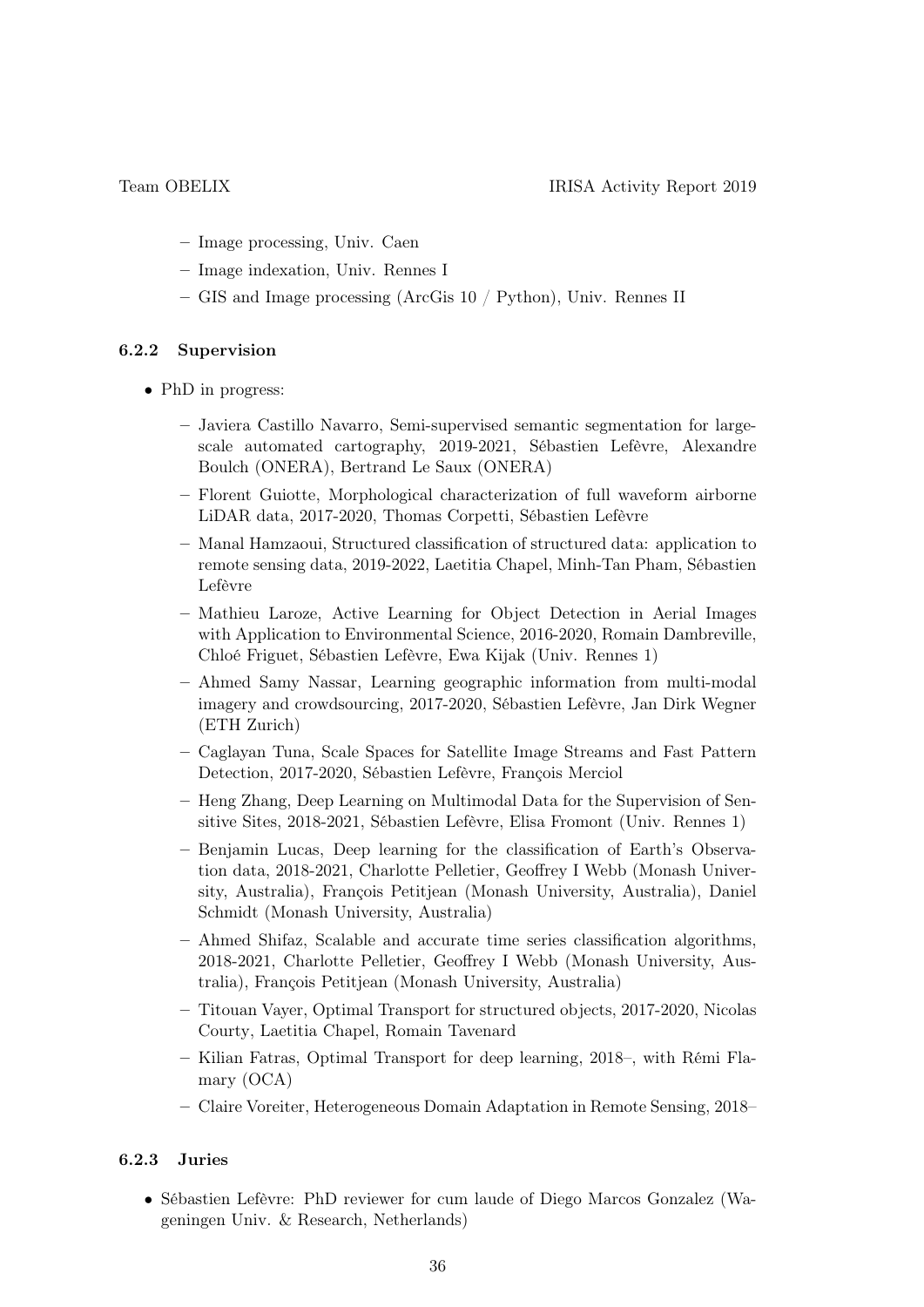- Image processing, Univ. Caen
  - Image indexation, Univ. Rennes I
  - GIS and Image processing (ArcGis 10 / Python), Univ. Rennes II

### 6.2.2 Supervision

- PhD in progress:
  - Javiera Castillo Navarro, Semi-supervised semantic segmentation for large-scale automated cartography, 2019-2021, Sébastien Lefèvre, Alexandre Boulch (ONERA), Bertrand Le Saux (ONERA)
  - Florent Guiotte, Morphological characterization of full waveform airborne LiDAR data, 2017-2020, Thomas Corpetti, Sébastien Lefèvre
  - Manal Hamzaoui, Structured classification of structured data: application to remote sensing data, 2019-2022, Laetitia Chapel, Minh-Tan Pham, Sébastien Lefèvre
  - Mathieu Laroze, Active Learning for Object Detection in Aerial Images with Application to Environmental Science, 2016-2020, Romain Dambreville, Chloé Friguet, Sébastien Lefèvre, Ewa Kijak (Univ. Rennes 1)
  - Ahmed Samy Nassar, Learning geographic information from multi-modal imagery and crowdsourcing, 2017-2020, Sébastien Lefèvre, Jan Dirk Wegner (ETH Zurich)
  - Caglayan Tuna, Scale Spaces for Satellite Image Streams and Fast Pattern Detection, 2017-2020, Sébastien Lefèvre, François Merciol
  - Heng Zhang, Deep Learning on Multimodal Data for the Supervision of Sensitive Sites, 2018-2021, Sébastien Lefèvre, Elisa Fromont (Univ. Rennes 1)
  - Benjamin Lucas, Deep learning for the classification of Earth's Observation data, 2018-2021, Charlotte Pelletier, Geoffrey I Webb (Monash University, Australia), François Petitjean (Monash University, Australia), Daniel Schmidt (Monash University, Australia)
  - Ahmed Shifaz, Scalable and accurate time series classification algorithms, 2018-2021, Charlotte Pelletier, Geoffrey I Webb (Monash University, Australia), François Petitjean (Monash University, Australia)
  - Titouan Vayer, Optimal Transport for structured objects, 2017-2020, Nicolas Courty, Laetitia Chapel, Romain Tavenard
  - Kilian Fatras, Optimal Transport for deep learning, 2018–, with Rémi Flamary (OCA)
  - Claire Voreiter, Heterogeneous Domain Adaptation in Remote Sensing, 2018–

### 6.2.3 Juries

- Sébastien Lefèvre: PhD reviewer for cum laude of Diego Marcos Gonzalez (Wageningen Univ. & Research, Netherlands)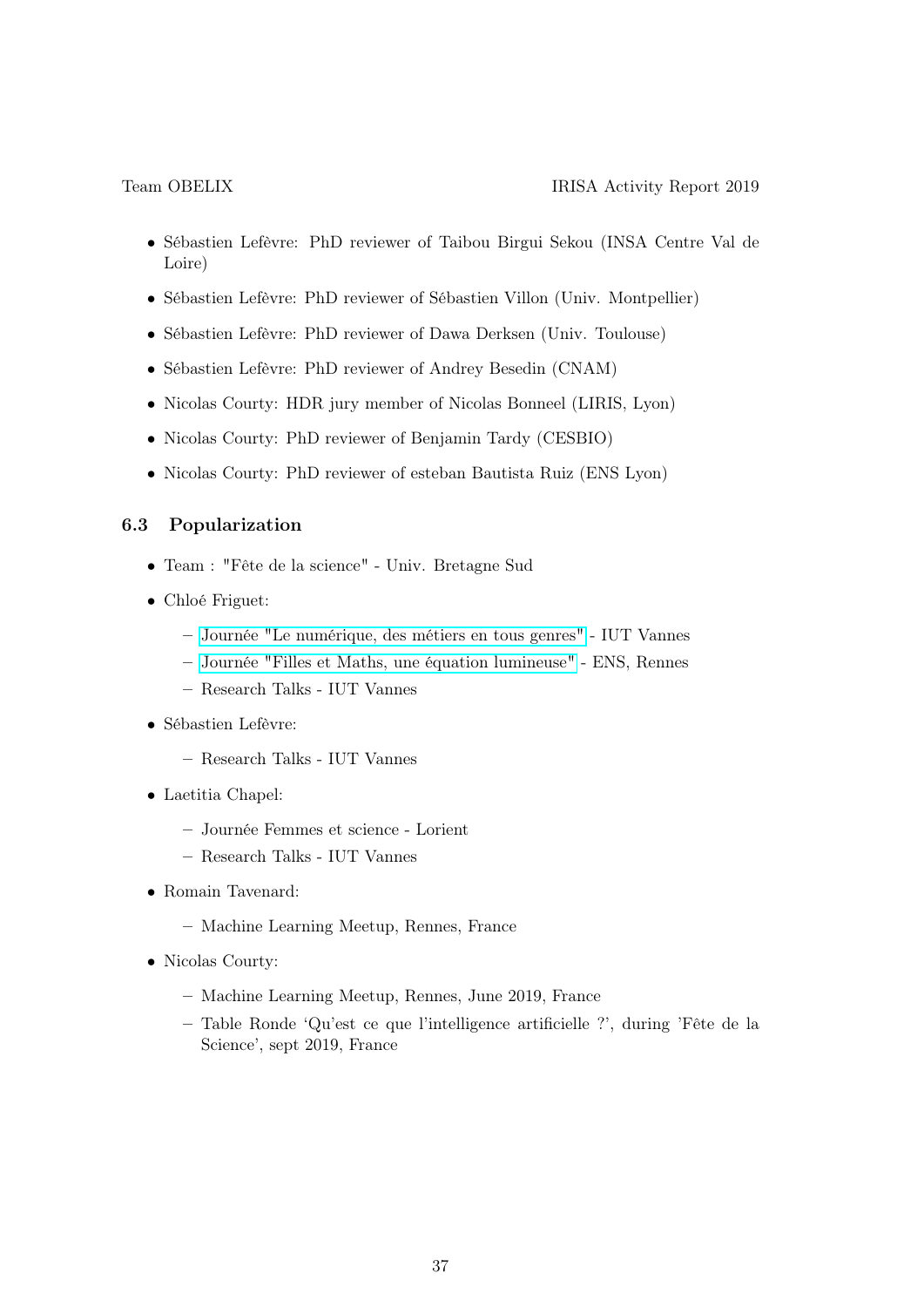- Sébastien Lefèvre: PhD reviewer of Taibou Birgui Sekou (INSA Centre Val de Loire)
- Sébastien Lefèvre: PhD reviewer of Sébastien Villon (Univ. Montpellier)
- Sébastien Lefèvre: PhD reviewer of Dawa Derksen (Univ. Toulouse)
- Sébastien Lefèvre: PhD reviewer of Andrey Besedin (CNAM)
- Nicolas Courty: HDR jury member of Nicolas Bonneel (LIRIS, Lyon)
- Nicolas Courty: PhD reviewer of Benjamin Tardy (CESBIO)
- Nicolas Courty: PhD reviewer of esteban Bautista Ruiz (ENS Lyon)

### 6.3 Popularization

- Team : "Fête de la science" - Univ. Bretagne Sud
- Chloé Friguet:
  - Journée "Le numérique, des métiers en tous genres" - IUT Vannes
  - Journée "Filles et Maths, une équation lumineuse" - ENS, Rennes
  - Research Talks - IUT Vannes
- Sébastien Lefèvre:
  - Research Talks - IUT Vannes
- Laetitia Chapel:
  - Journée Femmes et science - Lorient
  - Research Talks - IUT Vannes
- Romain Tavenard:
  - Machine Learning Meetup, Rennes, France
- Nicolas Courty:
  - Machine Learning Meetup, Rennes, June 2019, France
  - Table Ronde 'Qu'est ce que l'intelligence artificielle ?', during 'Fête de la Science', sept 2019, France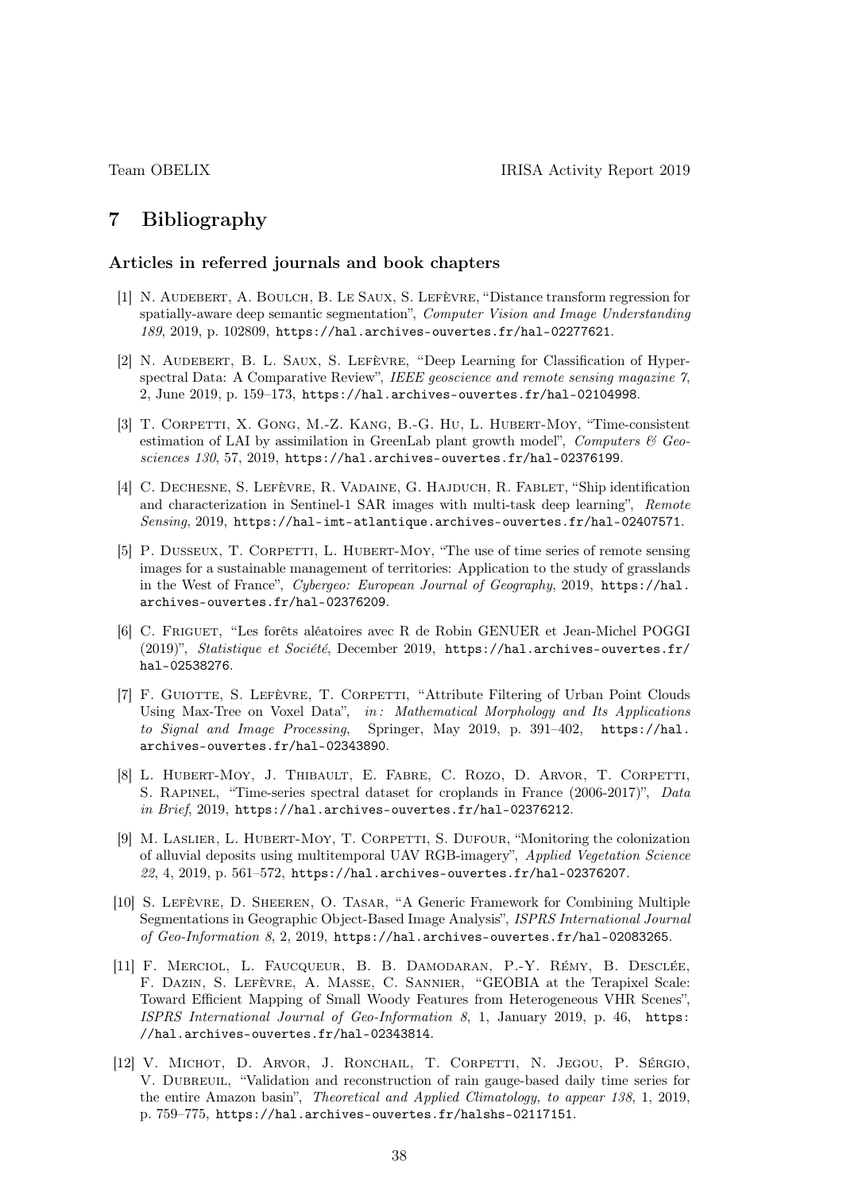# 7 Bibliography

### Articles in referred journals and book chapters

[1] N. Audebert, A. Boulch, B. Le Saux, S. Lefèvre, "Distance transform regression for spatially-aware deep semantic segmentation", *Computer Vision and Image Understanding 189*, 2019, p. 102809, https://hal.archives-ouvertes.fr/hal-02277621.

[2] N. Audebert, B. L. Saux, S. Lefèvre, "Deep Learning for Classification of Hyperspectral Data: A Comparative Review", *IEEE geoscience and remote sensing magazine 7*, 2, June 2019, p. 159–173, https://hal.archives-ouvertes.fr/hal-02104998.

[3] T. Corpetti, X. Gong, M.-Z. Kang, B.-G. Hu, L. Hubert-Moy, "Time-consistent estimation of LAI by assimilation in GreenLab plant growth model", *Computers & Geosciences 130*, 57, 2019, https://hal.archives-ouvertes.fr/hal-02376199.

[4] C. Dechesne, S. Lefèvre, R. Vadaine, G. Hajduch, R. Fablet, "Ship identification and characterization in Sentinel-1 SAR images with multi-task deep learning", *Remote Sensing*, 2019, https://hal-imt-atlantique.archives-ouvertes.fr/hal-02407571.

[5] P. Dusseux, T. Corpetti, L. Hubert-Moy, "The use of time series of remote sensing images for a sustainable management of territories: Application to the study of grasslands in the West of France", *Cybergeo: European Journal of Geography*, 2019, https://hal.archives-ouvertes.fr/hal-02376209.

[6] C. Friguet, "Les forêts aléatoires avec R de Robin GENUER et Jean-Michel POGGI (2019)", *Statistique et Société*, December 2019, https://hal.archives-ouvertes.fr/hal-02538276.

[7] F. Guiotte, S. Lefèvre, T. Corpetti, "Attribute Filtering of Urban Point Clouds Using Max-Tree on Voxel Data", *in: Mathematical Morphology and Its Applications to Signal and Image Processing*, Springer, May 2019, p. 391–402, https://hal.archives-ouvertes.fr/hal-02343890.

[8] L. Hubert-Moy, J. Thibault, E. Fabre, C. Rozo, D. Arvor, T. Corpetti, S. Rapinel, "Time-series spectral dataset for croplands in France (2006-2017)", *Data in Brief*, 2019, https://hal.archives-ouvertes.fr/hal-02376212.

[9] M. Laslier, L. Hubert-Moy, T. Corpetti, S. Dufour, "Monitoring the colonization of alluvial deposits using multitemporal UAV RGB-imagery", *Applied Vegetation Science 22*, 4, 2019, p. 561–572, https://hal.archives-ouvertes.fr/hal-02376207.

[10] S. Lefèvre, D. Sheeren, O. Tasar, "A Generic Framework for Combining Multiple Segmentations in Geographic Object-Based Image Analysis", *ISPRS International Journal of Geo-Information 8*, 2, 2019, https://hal.archives-ouvertes.fr/hal-02083265.

[11] F. Merciol, L. Faucqueur, B. B. Damodaran, P.-Y. Rémy, B. Desclée, F. Dazin, S. Lefèvre, A. Masse, C. Sannier, "GEOBIA at the Terapixel Scale: Toward Efficient Mapping of Small Woody Features from Heterogeneous VHR Scenes", *ISPRS International Journal of Geo-Information 8*, 1, January 2019, p. 46, https://hal.archives-ouvertes.fr/hal-02343814.

[12] V. Michot, D. Arvor, J. Ronchail, T. Corpetti, N. Jegou, P. Sérgio, V. Dubreuil, "Validation and reconstruction of rain gauge-based daily time series for the entire Amazon basin", *Theoretical and Applied Climatology, to appear 138*, 1, 2019, p. 759–775, https://hal.archives-ouvertes.fr/halshs-02117151.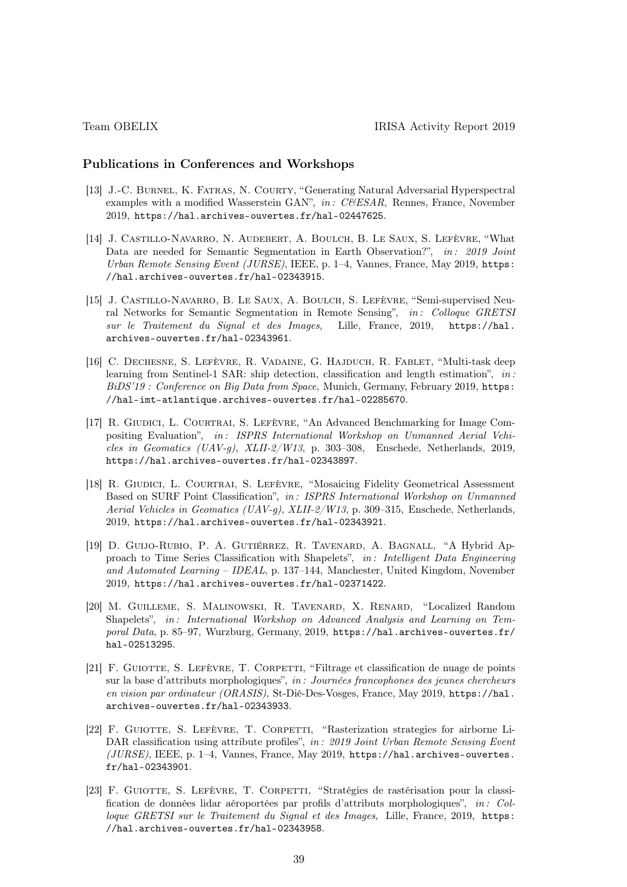## Publications in Conferences and Workshops

[13] J.-C. Burnel, K. Fatras, N. Courty, "Generating Natural Adversarial Hyperspectral examples with a modified Wasserstein GAN", *in: C&ESAR*, Rennes, France, November 2019, https://hal.archives-ouvertes.fr/hal-02447625.

[14] J. Castillo-Navarro, N. Audebert, A. Boulch, B. Le Saux, S. Lefèvre, "What Data are needed for Semantic Segmentation in Earth Observation?", *in: 2019 Joint Urban Remote Sensing Event (JURSE)*, IEEE, p. 1–4, Vannes, France, May 2019, https://hal.archives-ouvertes.fr/hal-02343915.

[15] J. Castillo-Navarro, B. Le Saux, A. Boulch, S. Lefèvre, "Semi-supervised Neural Networks for Semantic Segmentation in Remote Sensing", *in: Colloque GRETSI sur le Traitement du Signal et des Images*, Lille, France, 2019, https://hal.archives-ouvertes.fr/hal-02343961.

[16] C. Dechesne, S. Lefèvre, R. Vadaine, G. Hajduch, R. Fablet, "Multi-task deep learning from Sentinel-1 SAR: ship detection, classification and length estimation", *in: BiDS'19 : Conference on Big Data from Space*, Munich, Germany, February 2019, https://hal-imt-atlantique.archives-ouvertes.fr/hal-02285670.

[17] R. Giudici, L. Courtrai, S. Lefèvre, "An Advanced Benchmarking for Image Compositing Evaluation", *in: ISPRS International Workshop on Unmanned Aerial Vehicles in Geomatics (UAV-g)*, *XLII-2/W13*, p. 303–308, Enschede, Netherlands, 2019, https://hal.archives-ouvertes.fr/hal-02343897.

[18] R. Giudici, L. Courtrai, S. Lefèvre, "Mosaicing Fidelity Geometrical Assessment Based on SURF Point Classification", *in: ISPRS International Workshop on Unmanned Aerial Vehicles in Geomatics (UAV-g)*, *XLII-2/W13*, p. 309–315, Enschede, Netherlands, 2019, https://hal.archives-ouvertes.fr/hal-02343921.

[19] D. Guijo-Rubio, P. A. Gutiérrez, R. Tavenard, A. Bagnall, "A Hybrid Approach to Time Series Classification with Shapelets", *in: Intelligent Data Engineering and Automated Learning – IDEAL*, p. 137–144, Manchester, United Kingdom, November 2019, https://hal.archives-ouvertes.fr/hal-02371422.

[20] M. Guilleme, S. Malinowski, R. Tavenard, X. Renard, "Localized Random Shapelets", *in: International Workshop on Advanced Analysis and Learning on Temporal Data*, p. 85–97, Wurzburg, Germany, 2019, https://hal.archives-ouvertes.fr/hal-02513295.

[21] F. Guiotte, S. Lefèvre, T. Corpetti, "Filtrage et classification de nuage de points sur la base d'attributs morphologiques", *in: Journées francophones des jeunes chercheurs en vision par ordinateur (ORASIS)*, St-Dié-Des-Vosges, France, May 2019, https://hal.archives-ouvertes.fr/hal-02343933.

[22] F. Guiotte, S. Lefèvre, T. Corpetti, "Rasterization strategies for airborne LiDAR classification using attribute profiles", *in: 2019 Joint Urban Remote Sensing Event (JURSE)*, IEEE, p. 1–4, Vannes, France, May 2019, https://hal.archives-ouvertes.fr/hal-02343901.

[23] F. Guiotte, S. Lefèvre, T. Corpetti, "Stratégies de rastérisation pour la classification de données lidar aéroportées par profils d'attributs morphologiques", *in: Colloque GRETSI sur le Traitement du Signal et des Images*, Lille, France, 2019, https://hal.archives-ouvertes.fr/hal-02343958.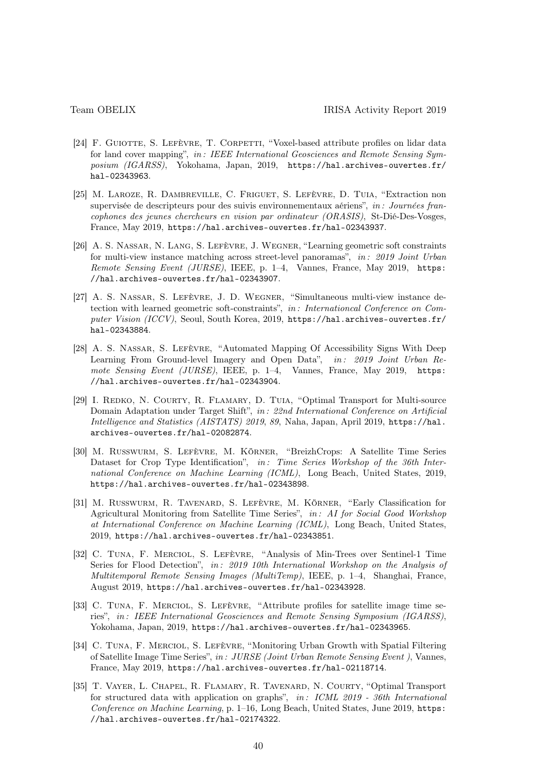[24] F. Guiotte, S. Lefèvre, T. Corpetti, "Voxel-based attribute profiles on lidar data for land cover mapping", *in: IEEE International Geosciences and Remote Sensing Symposium (IGARSS)*, Yokohama, Japan, 2019, https://hal.archives-ouvertes.fr/hal-02343963.

[25] M. Laroze, R. Dambreville, C. Friguet, S. Lefèvre, D. Tuia, "Extraction non supervisée de descripteurs pour des suivis environnementaux aériens", *in: Journées francophones des jeunes chercheurs en vision par ordinateur (ORASIS)*, St-Dié-Des-Vosges, France, May 2019, https://hal.archives-ouvertes.fr/hal-02343937.

[26] A. S. Nassar, N. Lang, S. Lefèvre, J. Wegner, "Learning geometric soft constraints for multi-view instance matching across street-level panoramas", *in: 2019 Joint Urban Remote Sensing Event (JURSE)*, IEEE, p. 1–4, Vannes, France, May 2019, https://hal.archives-ouvertes.fr/hal-02343907.

[27] A. S. Nassar, S. Lefèvre, J. D. Wegner, "Simultaneous multi-view instance detection with learned geometric soft-constraints", *in: Internationcal Conference on Computer Vision (ICCV)*, Seoul, South Korea, 2019, https://hal.archives-ouvertes.fr/hal-02343884.

[28] A. S. Nassar, S. Lefèvre, "Automated Mapping Of Accessibility Signs With Deep Learning From Ground-level Imagery and Open Data", *in: 2019 Joint Urban Remote Sensing Event (JURSE)*, IEEE, p. 1–4, Vannes, France, May 2019, https://hal.archives-ouvertes.fr/hal-02343904.

[29] I. Redko, N. Courty, R. Flamary, D. Tuia, "Optimal Transport for Multi-source Domain Adaptation under Target Shift", *in: 22nd International Conference on Artificial Intelligence and Statistics (AISTATS) 2019*, *89*, Naha, Japan, April 2019, https://hal.archives-ouvertes.fr/hal-02082874.

[30] M. Russwurm, S. Lefèvre, M. Körner, "BreizhCrops: A Satellite Time Series Dataset for Crop Type Identification", *in: Time Series Workshop of the 36th International Conference on Machine Learning (ICML)*, Long Beach, United States, 2019, https://hal.archives-ouvertes.fr/hal-02343898.

[31] M. Russwurm, R. Tavenard, S. Lefèvre, M. Körner, "Early Classification for Agricultural Monitoring from Satellite Time Series", *in: AI for Social Good Workshop at International Conference on Machine Learning (ICML)*, Long Beach, United States, 2019, https://hal.archives-ouvertes.fr/hal-02343851.

[32] C. Tuna, F. Merciol, S. Lefèvre, "Analysis of Min-Trees over Sentinel-1 Time Series for Flood Detection", *in: 2019 10th International Workshop on the Analysis of Multitemporal Remote Sensing Images (MultiTemp)*, IEEE, p. 1–4, Shanghai, France, August 2019, https://hal.archives-ouvertes.fr/hal-02343928.

[33] C. Tuna, F. Merciol, S. Lefèvre, "Attribute profiles for satellite image time series", *in: IEEE International Geosciences and Remote Sensing Symposium (IGARSS)*, Yokohama, Japan, 2019, https://hal.archives-ouvertes.fr/hal-02343965.

[34] C. Tuna, F. Merciol, S. Lefèvre, "Monitoring Urban Growth with Spatial Filtering of Satellite Image Time Series", *in: JURSE (Joint Urban Remote Sensing Event )*, Vannes, France, May 2019, https://hal.archives-ouvertes.fr/hal-02118714.

[35] T. Vayer, L. Chapel, R. Flamary, R. Tavenard, N. Courty, "Optimal Transport for structured data with application on graphs", *in: ICML 2019 - 36th International Conference on Machine Learning*, p. 1–16, Long Beach, United States, June 2019, https://hal.archives-ouvertes.fr/hal-02174322.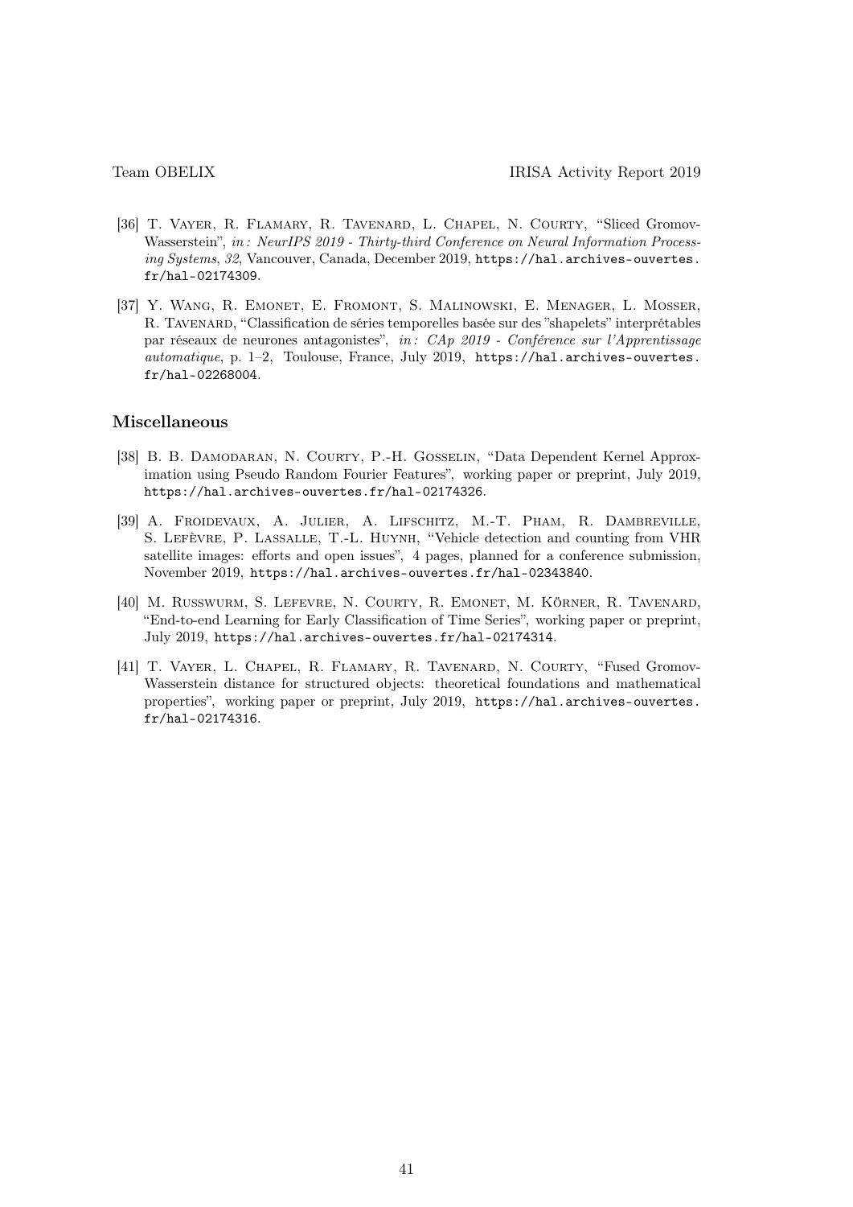[36] T. Vayer, R. Flamary, R. Tavenard, L. Chapel, N. Courty, "Sliced Gromov-Wasserstein", *in: NeurIPS 2019 - Thirty-third Conference on Neural Information Processing Systems*, *32*, Vancouver, Canada, December 2019, https://hal.archives-ouvertes.fr/hal-02174309.

[37] Y. Wang, R. Emonet, E. Fromont, S. Malinowski, E. Menager, L. Mosser, R. Tavenard, "Classification de séries temporelles basée sur des "shapelets" interprétables par réseaux de neurones antagonistes", *in: CAp 2019 - Conférence sur l'Apprentissage automatique*, p. 1–2, Toulouse, France, July 2019, https://hal.archives-ouvertes.fr/hal-02268004.

### Miscellaneous

[38] B. B. Damodaran, N. Courty, P.-H. Gosselin, "Data Dependent Kernel Approximation using Pseudo Random Fourier Features", working paper or preprint, July 2019, https://hal.archives-ouvertes.fr/hal-02174326.

[39] A. Froidevaux, A. Julier, A. Lifschitz, M.-T. Pham, R. Dambreville, S. Lefèvre, P. Lassalle, T.-L. Huynh, "Vehicle detection and counting from VHR satellite images: efforts and open issues", 4 pages, planned for a conference submission, November 2019, https://hal.archives-ouvertes.fr/hal-02343840.

[40] M. Russwurm, S. Lefevre, N. Courty, R. Emonet, M. Körner, R. Tavenard, "End-to-end Learning for Early Classification of Time Series", working paper or preprint, July 2019, https://hal.archives-ouvertes.fr/hal-02174314.

[41] T. Vayer, L. Chapel, R. Flamary, R. Tavenard, N. Courty, "Fused Gromov-Wasserstein distance for structured objects: theoretical foundations and mathematical properties", working paper or preprint, July 2019, https://hal.archives-ouvertes.fr/hal-02174316.